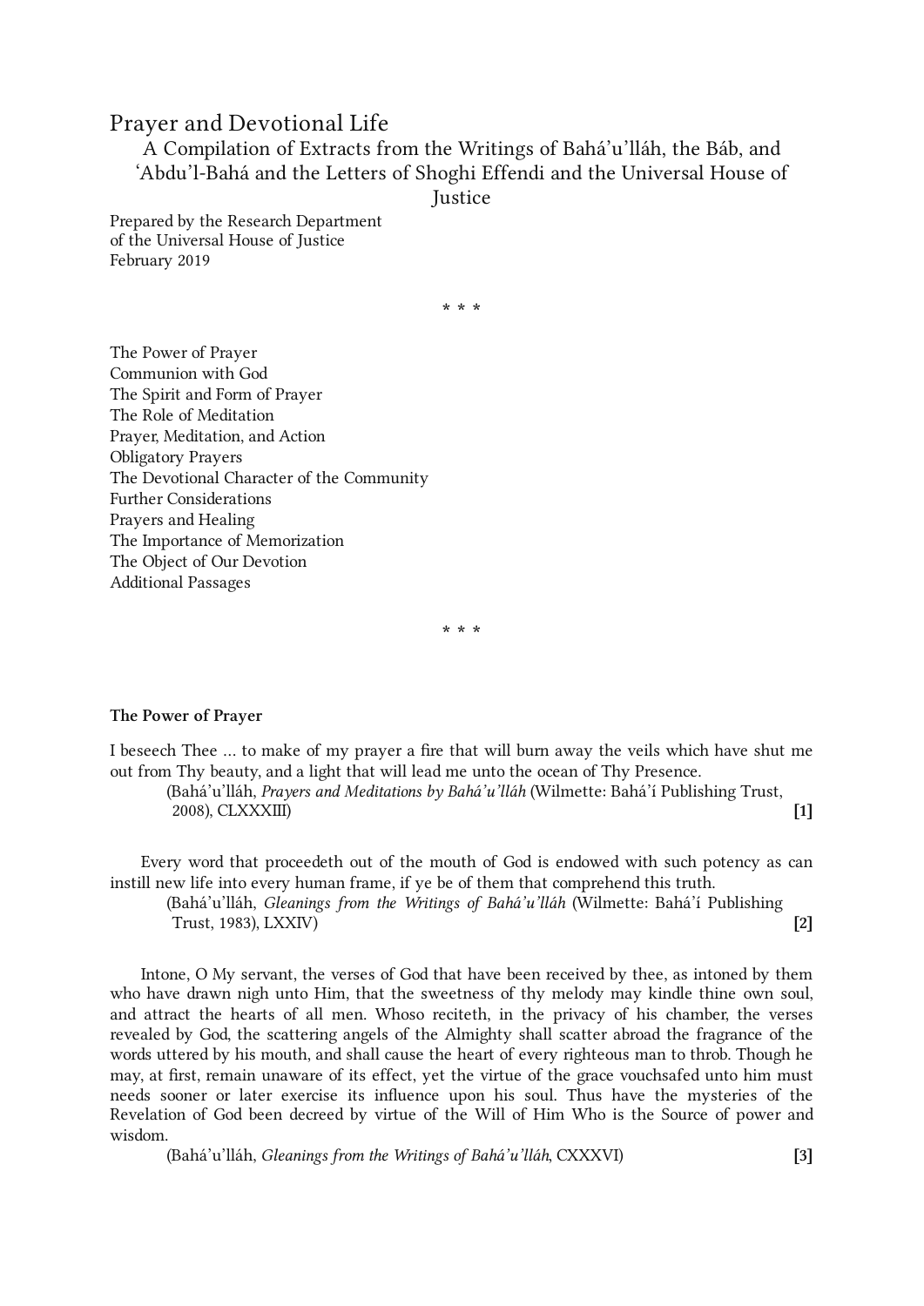# Prayer and Devotional Life

A Compilation of Extracts from the Writings of Bahá'u'lláh, the Báb, and 'Abdu'l-Bahá and the Letters of Shoghi Effendi and the Universal House of Justice

Prepared by the Research Department
of the Universal House of Justice
February 2019

* * *

The Power of Prayer
Communion with God
The Spirit and Form of Prayer
The Role of Meditation
Prayer, Meditation, and Action
Obligatory Prayers
The Devotional Character of the Community
Further Considerations
Prayers and Healing
The Importance of Memorization
The Object of Our Devotion
Additional Passages

* * *

**The Power of Prayer**

I beseech Thee … to make of my prayer a fire that will burn away the veils which have shut me out from Thy beauty, and a light that will lead me unto the ocean of Thy Presence.

(Bahá'u'lláh, *Prayers and Meditations by Bahá'u'lláh* (Wilmette: Bahá'í Publishing Trust, 2008), CLXXXIII) **[1]**

Every word that proceedeth out of the mouth of God is endowed with such potency as can instill new life into every human frame, if ye be of them that comprehend this truth.

(Bahá'u'lláh, *Gleanings from the Writings of Bahá'u'lláh* (Wilmette: Bahá'í Publishing Trust, 1983), LXXIV) **[2]**

Intone, O My servant, the verses of God that have been received by thee, as intoned by them who have drawn nigh unto Him, that the sweetness of thy melody may kindle thine own soul, and attract the hearts of all men. Whoso reciteth, in the privacy of his chamber, the verses revealed by God, the scattering angels of the Almighty shall scatter abroad the fragrance of the words uttered by his mouth, and shall cause the heart of every righteous man to throb. Though he may, at first, remain unaware of its effect, yet the virtue of the grace vouchsafed unto him must needs sooner or later exercise its influence upon his soul. Thus have the mysteries of the Revelation of God been decreed by virtue of the Will of Him Who is the Source of power and wisdom.

(Bahá'u'lláh, *Gleanings from the Writings of Bahá'u'lláh*, CXXXVI) **[3]**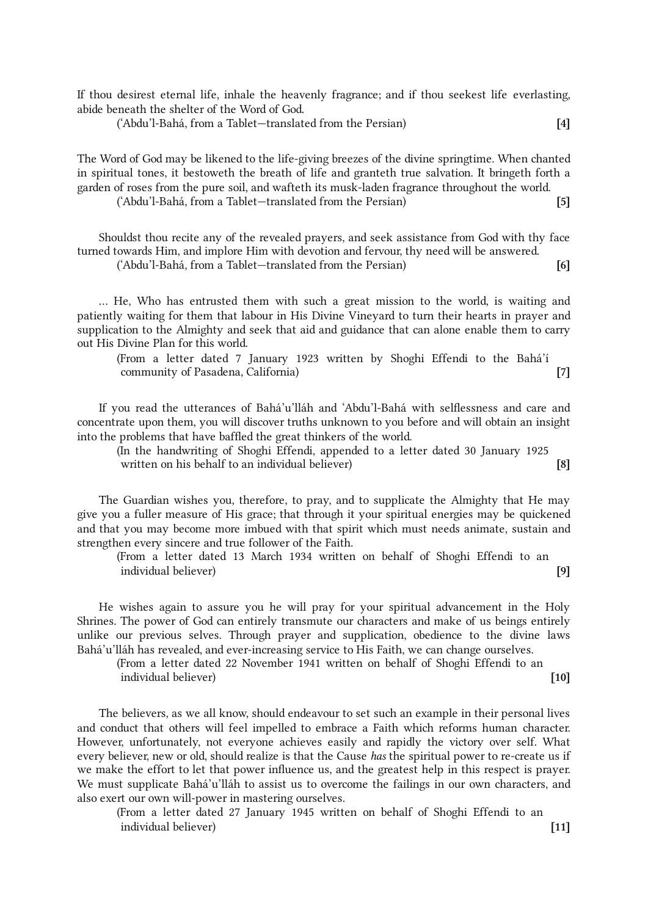If thou desirest eternal life, inhale the heavenly fragrance; and if thou seekest life everlasting, abide beneath the shelter of the Word of God.

(‘Abdu’l-Bahá, from a Tablet—translated from the Persian) **[4]**

The Word of God may be likened to the life-giving breezes of the divine springtime. When chanted in spiritual tones, it bestoweth the breath of life and granteth true salvation. It bringeth forth a garden of roses from the pure soil, and wafteth its musk-laden fragrance throughout the world.

(‘Abdu’l-Bahá, from a Tablet—translated from the Persian) **[5]**

Shouldst thou recite any of the revealed prayers, and seek assistance from God with thy face turned towards Him, and implore Him with devotion and fervour, thy need will be answered.

(‘Abdu’l-Bahá, from a Tablet—translated from the Persian) **[6]**

... He, Who has entrusted them with such a great mission to the world, is waiting and patiently waiting for them that labour in His Divine Vineyard to turn their hearts in prayer and supplication to the Almighty and seek that aid and guidance that can alone enable them to carry out His Divine Plan for this world.

(From a letter dated 7 January 1923 written by Shoghi Effendi to the Bahá’í community of Pasadena, California) **[7]**

If you read the utterances of Bahá’u’lláh and ‘Abdu’l-Bahá with selflessness and care and concentrate upon them, you will discover truths unknown to you before and will obtain an insight into the problems that have baffled the great thinkers of the world.

(In the handwriting of Shoghi Effendi, appended to a letter dated 30 January 1925 written on his behalf to an individual believer) **[8]**

The Guardian wishes you, therefore, to pray, and to supplicate the Almighty that He may give you a fuller measure of His grace; that through it your spiritual energies may be quickened and that you may become more imbued with that spirit which must needs animate, sustain and strengthen every sincere and true follower of the Faith.

(From a letter dated 13 March 1934 written on behalf of Shoghi Effendi to an individual believer) **[9]**

He wishes again to assure you he will pray for your spiritual advancement in the Holy Shrines. The power of God can entirely transmute our characters and make of us beings entirely unlike our previous selves. Through prayer and supplication, obedience to the divine laws Bahá’u’lláh has revealed, and ever-increasing service to His Faith, we can change ourselves.

(From a letter dated 22 November 1941 written on behalf of Shoghi Effendi to an individual believer) **[10]**

The believers, as we all know, should endeavour to set such an example in their personal lives and conduct that others will feel impelled to embrace a Faith which reforms human character. However, unfortunately, not everyone achieves easily and rapidly the victory over self. What every believer, new or old, should realize is that the Cause *has* the spiritual power to re-create us if we make the effort to let that power influence us, and the greatest help in this respect is prayer. We must supplicate Bahá’u’lláh to assist us to overcome the failings in our own characters, and also exert our own will-power in mastering ourselves.

(From a letter dated 27 January 1945 written on behalf of Shoghi Effendi to an individual believer) **[11]**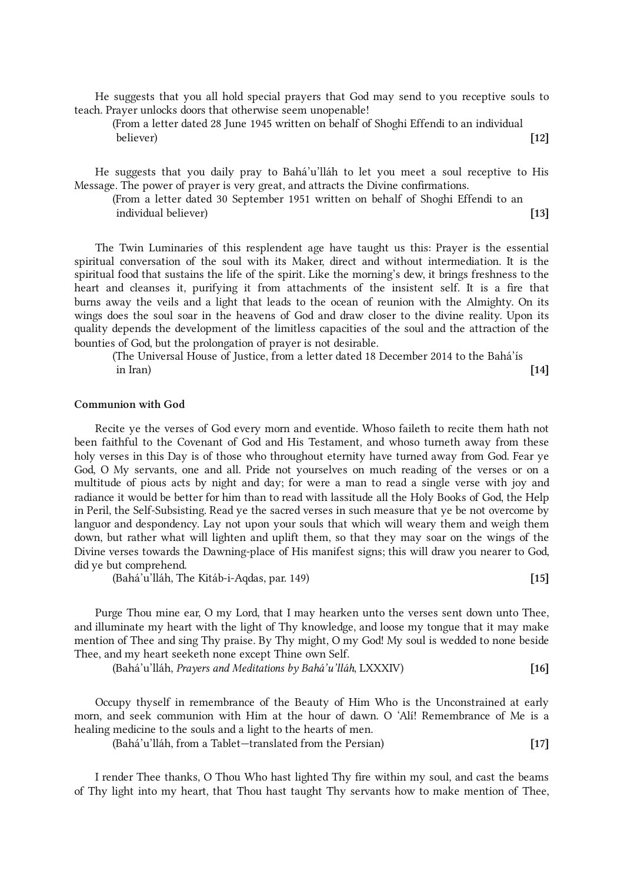He suggests that you all hold special prayers that God may send to you receptive souls to teach. Prayer unlocks doors that otherwise seem unopenable!

(From a letter dated 28 June 1945 written on behalf of Shoghi Effendi to an individual believer) **[12]**

He suggests that you daily pray to Bahá'u'lláh to let you meet a soul receptive to His Message. The power of prayer is very great, and attracts the Divine confirmations.

(From a letter dated 30 September 1951 written on behalf of Shoghi Effendi to an individual believer) **[13]**

The Twin Luminaries of this resplendent age have taught us this: Prayer is the essential spiritual conversation of the soul with its Maker, direct and without intermediation. It is the spiritual food that sustains the life of the spirit. Like the morning's dew, it brings freshness to the heart and cleanses it, purifying it from attachments of the insistent self. It is a fire that burns away the veils and a light that leads to the ocean of reunion with the Almighty. On its wings does the soul soar in the heavens of God and draw closer to the divine reality. Upon its quality depends the development of the limitless capacities of the soul and the attraction of the bounties of God, but the prolongation of prayer is not desirable.

(The Universal House of Justice, from a letter dated 18 December 2014 to the Bahá'ís in Iran) **[14]**

### Communion with God

Recite ye the verses of God every morn and eventide. Whoso faileth to recite them hath not been faithful to the Covenant of God and His Testament, and whoso turneth away from these holy verses in this Day is of those who throughout eternity have turned away from God. Fear ye God, O My servants, one and all. Pride not yourselves on much reading of the verses or on a multitude of pious acts by night and day; for were a man to read a single verse with joy and radiance it would be better for him than to read with lassitude all the Holy Books of God, the Help in Peril, the Self-Subsisting. Read ye the sacred verses in such measure that ye be not overcome by languor and despondency. Lay not upon your souls that which will weary them and weigh them down, but rather what will lighten and uplift them, so that they may soar on the wings of the Divine verses towards the Dawning-place of His manifest signs; this will draw you nearer to God, did ye but comprehend.

(Bahá'u'lláh, The Kitáb-i-Aqdas, par. 149) **[15]**

Purge Thou mine ear, O my Lord, that I may hearken unto the verses sent down unto Thee, and illuminate my heart with the light of Thy knowledge, and loose my tongue that it may make mention of Thee and sing Thy praise. By Thy might, O my God! My soul is wedded to none beside Thee, and my heart seeketh none except Thine own Self.

(Bahá'u'lláh, *Prayers and Meditations by Bahá'u'lláh*, LXXXIV) **[16]**

Occupy thyself in remembrance of the Beauty of Him Who is the Unconstrained at early morn, and seek communion with Him at the hour of dawn. O 'Alí! Remembrance of Me is a healing medicine to the souls and a light to the hearts of men.

(Bahá'u'lláh, from a Tablet—translated from the Persian) **[17]**

I render Thee thanks, O Thou Who hast lighted Thy fire within my soul, and cast the beams of Thy light into my heart, that Thou hast taught Thy servants how to make mention of Thee,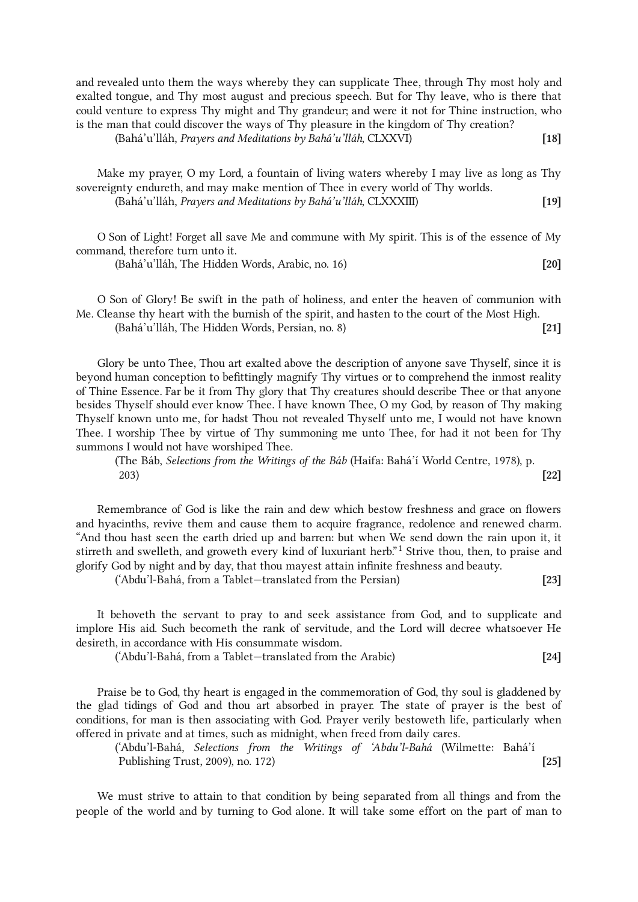and revealed unto them the ways whereby they can supplicate Thee, through Thy most holy and exalted tongue, and Thy most august and precious speech. But for Thy leave, who is there that could venture to express Thy might and Thy grandeur; and were it not for Thine instruction, who is the man that could discover the ways of Thy pleasure in the kingdom of Thy creation?

(Bahá'u'lláh, *Prayers and Meditations by Bahá'u'lláh*, CLXXVI) **[18]**

Make my prayer, O my Lord, a fountain of living waters whereby I may live as long as Thy sovereignty endureth, and may make mention of Thee in every world of Thy worlds.

(Bahá'u'lláh, *Prayers and Meditations by Bahá'u'lláh*, CLXXXIII) **[19]**

O Son of Light! Forget all save Me and commune with My spirit. This is of the essence of My command, therefore turn unto it.

(Bahá'u'lláh, The Hidden Words, Arabic, no. 16) **[20]**

O Son of Glory! Be swift in the path of holiness, and enter the heaven of communion with Me. Cleanse thy heart with the burnish of the spirit, and hasten to the court of the Most High.

(Bahá'u'lláh, The Hidden Words, Persian, no. 8) **[21]**

Glory be unto Thee, Thou art exalted above the description of anyone save Thyself, since it is beyond human conception to befittingly magnify Thy virtues or to comprehend the inmost reality of Thine Essence. Far be it from Thy glory that Thy creatures should describe Thee or that anyone besides Thyself should ever know Thee. I have known Thee, O my God, by reason of Thy making Thyself known unto me, for hadst Thou not revealed Thyself unto me, I would not have known Thee. I worship Thee by virtue of Thy summoning me unto Thee, for had it not been for Thy summons I would not have worshiped Thee.

(The Báb, *Selections from the Writings of the Báb* (Haifa: Bahá'í World Centre, 1978), p. 203) **[22]**

Remembrance of God is like the rain and dew which bestow freshness and grace on flowers and hyacinths, revive them and cause them to acquire fragrance, redolence and renewed charm. "And thou hast seen the earth dried up and barren: but when We send down the rain upon it, it stirreth and swelleth, and groweth every kind of luxuriant herb."[1] Strive thou, then, to praise and glorify God by night and by day, that thou mayest attain infinite freshness and beauty.

('Abdu'l-Bahá, from a Tablet—translated from the Persian) **[23]**

It behoveth the servant to pray to and seek assistance from God, and to supplicate and implore His aid. Such becometh the rank of servitude, and the Lord will decree whatsoever He desireth, in accordance with His consummate wisdom.

('Abdu'l-Bahá, from a Tablet—translated from the Arabic) **[24]**

Praise be to God, thy heart is engaged in the commemoration of God, thy soul is gladdened by the glad tidings of God and thou art absorbed in prayer. The state of prayer is the best of conditions, for man is then associating with God. Prayer verily bestoweth life, particularly when offered in private and at times, such as midnight, when freed from daily cares.

('Abdu'l-Bahá, *Selections from the Writings of 'Abdu'l-Bahá* (Wilmette: Bahá'í Publishing Trust, 2009), no. 172) **[25]**

We must strive to attain to that condition by being separated from all things and from the people of the world and by turning to God alone. It will take some effort on the part of man to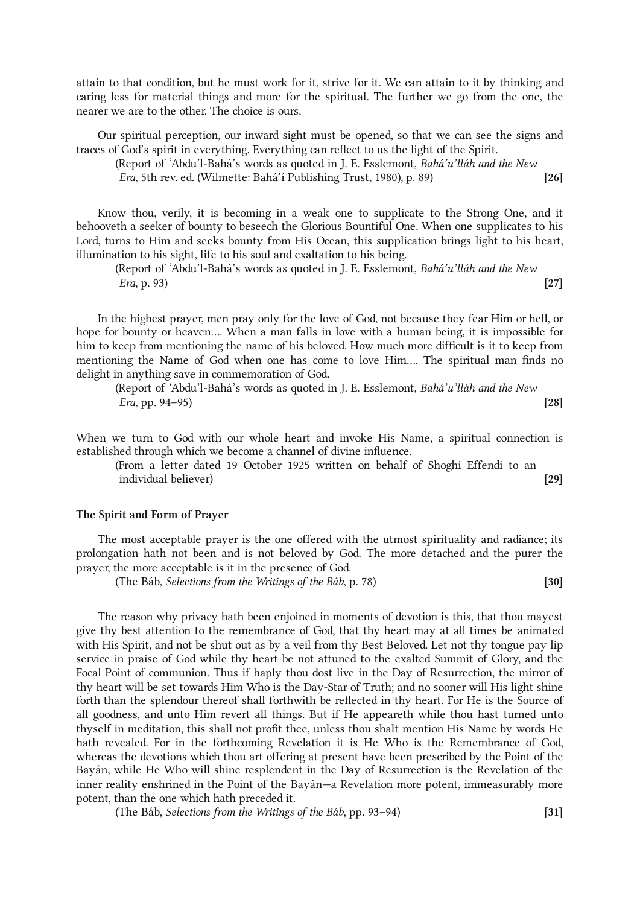attain to that condition, but he must work for it, strive for it. We can attain to it by thinking and caring less for material things and more for the spiritual. The further we go from the one, the nearer we are to the other. The choice is ours.

Our spiritual perception, our inward sight must be opened, so that we can see the signs and traces of God's spirit in everything. Everything can reflect to us the light of the Spirit.

(Report of 'Abdu'l-Bahá's words as quoted in J. E. Esslemont, *Bahá'u'lláh and the New Era*, 5th rev. ed. (Wilmette: Bahá'í Publishing Trust, 1980), p. 89) **[26]**

Know thou, verily, it is becoming in a weak one to supplicate to the Strong One, and it behooveth a seeker of bounty to beseech the Glorious Bountiful One. When one supplicates to his Lord, turns to Him and seeks bounty from His Ocean, this supplication brings light to his heart, illumination to his sight, life to his soul and exaltation to his being.

(Report of 'Abdu'l-Bahá's words as quoted in J. E. Esslemont, *Bahá'u'lláh and the New Era*, p. 93) **[27]**

In the highest prayer, men pray only for the love of God, not because they fear Him or hell, or hope for bounty or heaven.... When a man falls in love with a human being, it is impossible for him to keep from mentioning the name of his beloved. How much more difficult is it to keep from mentioning the Name of God when one has come to love Him.... The spiritual man finds no delight in anything save in commemoration of God.

(Report of 'Abdu'l-Bahá's words as quoted in J. E. Esslemont, *Bahá'u'lláh and the New Era*, pp. 94–95) **[28]**

When we turn to God with our whole heart and invoke His Name, a spiritual connection is established through which we become a channel of divine influence.

(From a letter dated 19 October 1925 written on behalf of Shoghi Effendi to an individual believer) **[29]**

### The Spirit and Form of Prayer

The most acceptable prayer is the one offered with the utmost spirituality and radiance; its prolongation hath not been and is not beloved by God. The more detached and the purer the prayer, the more acceptable is it in the presence of God.

(The Báb, *Selections from the Writings of the Báb*, p. 78) **[30]**

The reason why privacy hath been enjoined in moments of devotion is this, that thou mayest give thy best attention to the remembrance of God, that thy heart may at all times be animated with His Spirit, and not be shut out as by a veil from thy Best Beloved. Let not thy tongue pay lip service in praise of God while thy heart be not attuned to the exalted Summit of Glory, and the Focal Point of communion. Thus if haply thou dost live in the Day of Resurrection, the mirror of thy heart will be set towards Him Who is the Day-Star of Truth; and no sooner will His light shine forth than the splendour thereof shall forthwith be reflected in thy heart. For He is the Source of all goodness, and unto Him revert all things. But if He appeareth while thou hast turned unto thyself in meditation, this shall not profit thee, unless thou shalt mention His Name by words He hath revealed. For in the forthcoming Revelation it is He Who is the Remembrance of God, whereas the devotions which thou art offering at present have been prescribed by the Point of the Bayán, while He Who will shine resplendent in the Day of Resurrection is the Revelation of the inner reality enshrined in the Point of the Bayán—a Revelation more potent, immeasurably more potent, than the one which hath preceded it.

(The Báb, *Selections from the Writings of the Báb*, pp. 93–94) **[31]**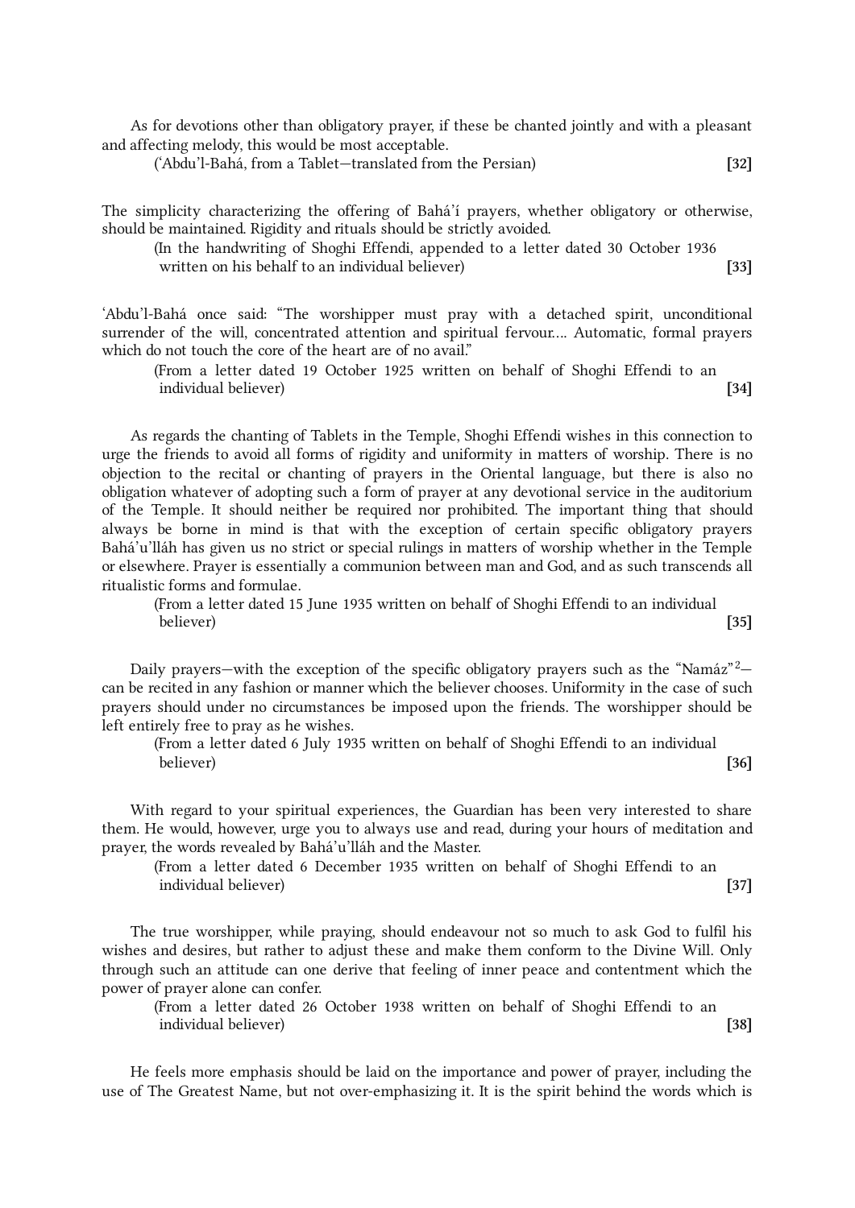As for devotions other than obligatory prayer, if these be chanted jointly and with a pleasant and affecting melody, this would be most acceptable.

(‘Abdu’l-Bahá, from a Tablet—translated from the Persian) **[32]**

The simplicity characterizing the offering of Bahá’í prayers, whether obligatory or otherwise, should be maintained. Rigidity and rituals should be strictly avoided.

(In the handwriting of Shoghi Effendi, appended to a letter dated 30 October 1936 written on his behalf to an individual believer) **[33]**

‘Abdu’l-Bahá once said: “The worshipper must pray with a detached spirit, unconditional surrender of the will, concentrated attention and spiritual fervour.… Automatic, formal prayers which do not touch the core of the heart are of no avail.”

(From a letter dated 19 October 1925 written on behalf of Shoghi Effendi to an individual believer) **[34]**

As regards the chanting of Tablets in the Temple, Shoghi Effendi wishes in this connection to urge the friends to avoid all forms of rigidity and uniformity in matters of worship. There is no objection to the recital or chanting of prayers in the Oriental language, but there is also no obligation whatever of adopting such a form of prayer at any devotional service in the auditorium of the Temple. It should neither be required nor prohibited. The important thing that should always be borne in mind is that with the exception of certain specific obligatory prayers Bahá’u’lláh has given us no strict or special rulings in matters of worship whether in the Temple or elsewhere. Prayer is essentially a communion between man and God, and as such transcends all ritualistic forms and formulae.

(From a letter dated 15 June 1935 written on behalf of Shoghi Effendi to an individual believer) **[35]**

Daily prayers—with the exception of the specific obligatory prayers such as the “Namáz”[2]—can be recited in any fashion or manner which the believer chooses. Uniformity in the case of such prayers should under no circumstances be imposed upon the friends. The worshipper should be left entirely free to pray as he wishes.

(From a letter dated 6 July 1935 written on behalf of Shoghi Effendi to an individual believer) **[36]**

With regard to your spiritual experiences, the Guardian has been very interested to share them. He would, however, urge you to always use and read, during your hours of meditation and prayer, the words revealed by Bahá’u’lláh and the Master.

(From a letter dated 6 December 1935 written on behalf of Shoghi Effendi to an individual believer) **[37]**

The true worshipper, while praying, should endeavour not so much to ask God to fulfil his wishes and desires, but rather to adjust these and make them conform to the Divine Will. Only through such an attitude can one derive that feeling of inner peace and contentment which the power of prayer alone can confer.

(From a letter dated 26 October 1938 written on behalf of Shoghi Effendi to an individual believer) **[38]**

He feels more emphasis should be laid on the importance and power of prayer, including the use of The Greatest Name, but not over-emphasizing it. It is the spirit behind the words which is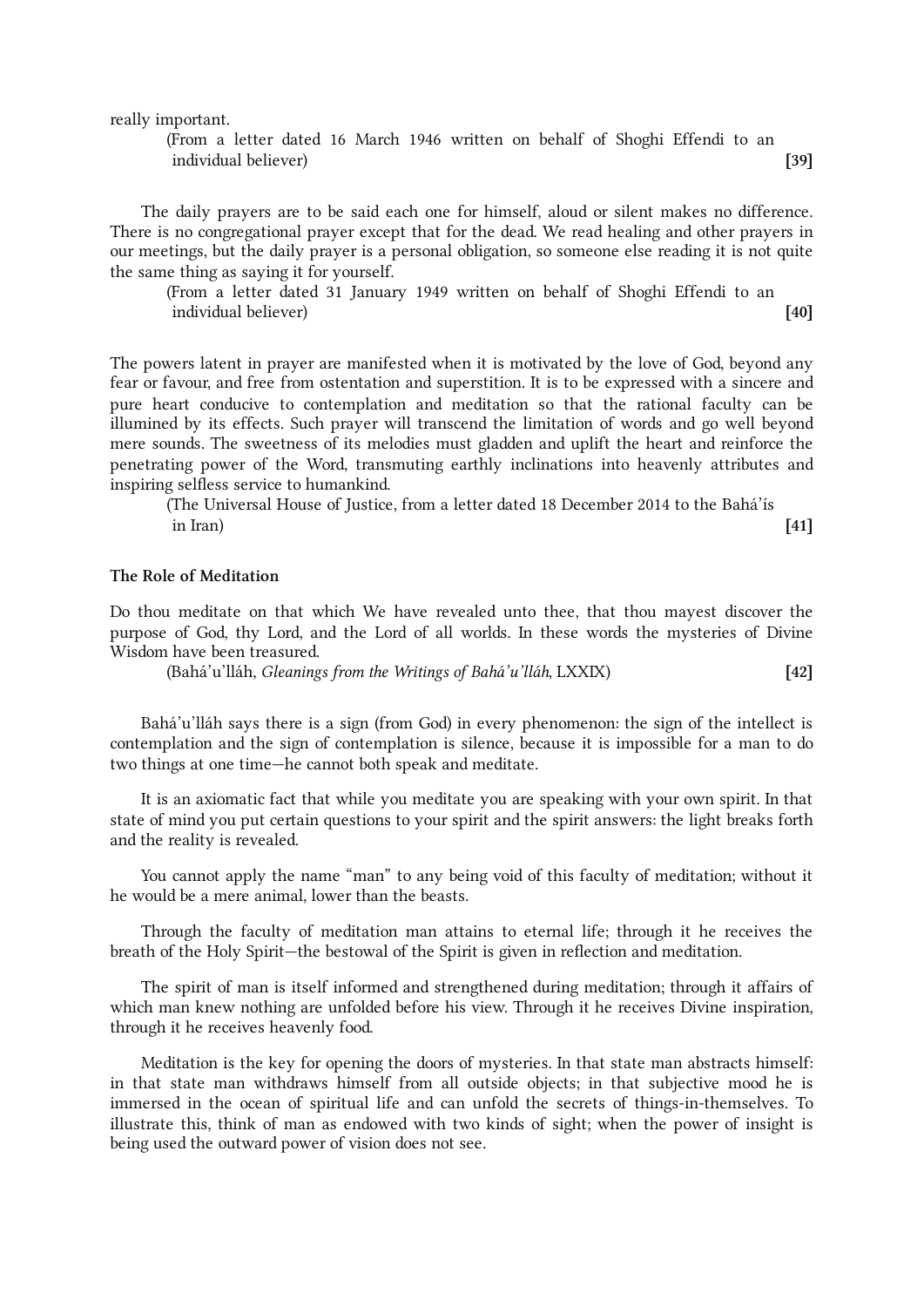really important.

(From a letter dated 16 March 1946 written on behalf of Shoghi Effendi to an individual believer) **[39]**

The daily prayers are to be said each one for himself, aloud or silent makes no difference. There is no congregational prayer except that for the dead. We read healing and other prayers in our meetings, but the daily prayer is a personal obligation, so someone else reading it is not quite the same thing as saying it for yourself.

(From a letter dated 31 January 1949 written on behalf of Shoghi Effendi to an individual believer) **[40]**

The powers latent in prayer are manifested when it is motivated by the love of God, beyond any fear or favour, and free from ostentation and superstition. It is to be expressed with a sincere and pure heart conducive to contemplation and meditation so that the rational faculty can be illumined by its effects. Such prayer will transcend the limitation of words and go well beyond mere sounds. The sweetness of its melodies must gladden and uplift the heart and reinforce the penetrating power of the Word, transmuting earthly inclinations into heavenly attributes and inspiring selfless service to humankind.

(The Universal House of Justice, from a letter dated 18 December 2014 to the Bahá'ís in Iran) **[41]**

**The Role of Meditation**

Do thou meditate on that which We have revealed unto thee, that thou mayest discover the purpose of God, thy Lord, and the Lord of all worlds. In these words the mysteries of Divine Wisdom have been treasured.

(Bahá'u'lláh, *Gleanings from the Writings of Bahá'u'lláh*, LXXIX) **[42]**

Bahá'u'lláh says there is a sign (from God) in every phenomenon: the sign of the intellect is contemplation and the sign of contemplation is silence, because it is impossible for a man to do two things at one time—he cannot both speak and meditate.

It is an axiomatic fact that while you meditate you are speaking with your own spirit. In that state of mind you put certain questions to your spirit and the spirit answers: the light breaks forth and the reality is revealed.

You cannot apply the name "man" to any being void of this faculty of meditation; without it he would be a mere animal, lower than the beasts.

Through the faculty of meditation man attains to eternal life; through it he receives the breath of the Holy Spirit—the bestowal of the Spirit is given in reflection and meditation.

The spirit of man is itself informed and strengthened during meditation; through it affairs of which man knew nothing are unfolded before his view. Through it he receives Divine inspiration, through it he receives heavenly food.

Meditation is the key for opening the doors of mysteries. In that state man abstracts himself: in that state man withdraws himself from all outside objects; in that subjective mood he is immersed in the ocean of spiritual life and can unfold the secrets of things-in-themselves. To illustrate this, think of man as endowed with two kinds of sight; when the power of insight is being used the outward power of vision does not see.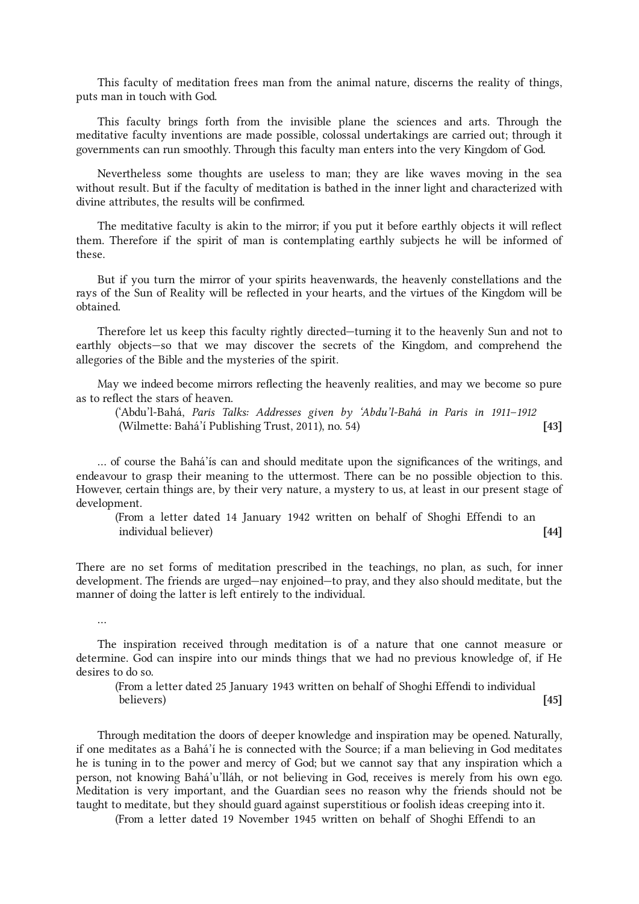This faculty of meditation frees man from the animal nature, discerns the reality of things, puts man in touch with God.

This faculty brings forth from the invisible plane the sciences and arts. Through the meditative faculty inventions are made possible, colossal undertakings are carried out; through it governments can run smoothly. Through this faculty man enters into the very Kingdom of God.

Nevertheless some thoughts are useless to man; they are like waves moving in the sea without result. But if the faculty of meditation is bathed in the inner light and characterized with divine attributes, the results will be confirmed.

The meditative faculty is akin to the mirror; if you put it before earthly objects it will reflect them. Therefore if the spirit of man is contemplating earthly subjects he will be informed of these.

But if you turn the mirror of your spirits heavenwards, the heavenly constellations and the rays of the Sun of Reality will be reflected in your hearts, and the virtues of the Kingdom will be obtained.

Therefore let us keep this faculty rightly directed—turning it to the heavenly Sun and not to earthly objects—so that we may discover the secrets of the Kingdom, and comprehend the allegories of the Bible and the mysteries of the spirit.

May we indeed become mirrors reflecting the heavenly realities, and may we become so pure as to reflect the stars of heaven.

('Abdu'l-Bahá, *Paris Talks: Addresses given by 'Abdu'l-Bahá in Paris in 1911–1912* (Wilmette: Bahá'í Publishing Trust, 2011), no. 54) **[43]**

… of course the Bahá'ís can and should meditate upon the significances of the writings, and endeavour to grasp their meaning to the uttermost. There can be no possible objection to this. However, certain things are, by their very nature, a mystery to us, at least in our present stage of development.

(From a letter dated 14 January 1942 written on behalf of Shoghi Effendi to an individual believer) **[44]**

There are no set forms of meditation prescribed in the teachings, no plan, as such, for inner development. The friends are urged—nay enjoined—to pray, and they also should meditate, but the manner of doing the latter is left entirely to the individual.

…

The inspiration received through meditation is of a nature that one cannot measure or determine. God can inspire into our minds things that we had no previous knowledge of, if He desires to do so.

(From a letter dated 25 January 1943 written on behalf of Shoghi Effendi to individual believers) **[45]**

Through meditation the doors of deeper knowledge and inspiration may be opened. Naturally, if one meditates as a Bahá'í he is connected with the Source; if a man believing in God meditates he is tuning in to the power and mercy of God; but we cannot say that any inspiration which a person, not knowing Bahá'u'lláh, or not believing in God, receives is merely from his own ego. Meditation is very important, and the Guardian sees no reason why the friends should not be taught to meditate, but they should guard against superstitious or foolish ideas creeping into it.

(From a letter dated 19 November 1945 written on behalf of Shoghi Effendi to an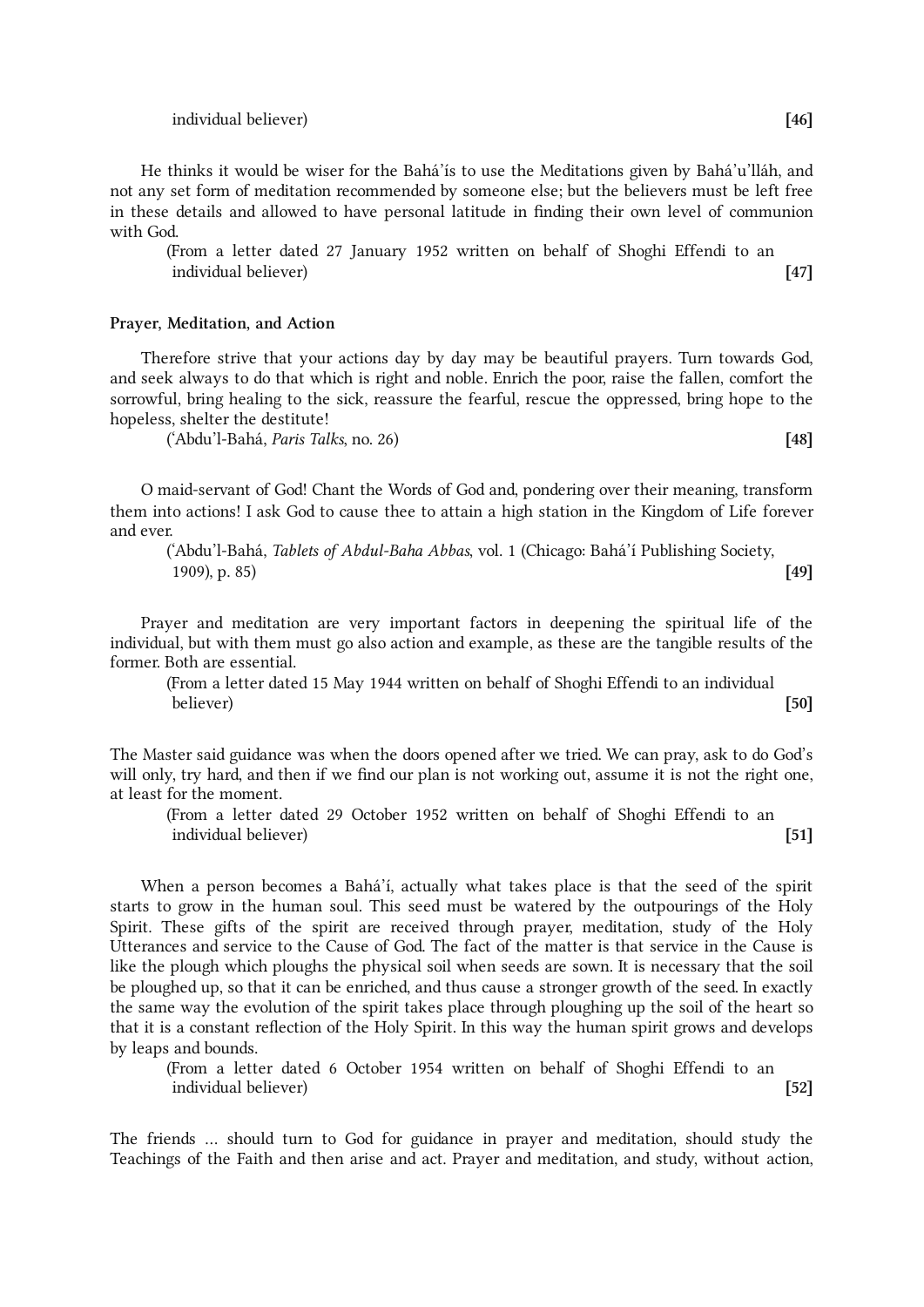individual believer) **[46]**

He thinks it would be wiser for the Bahá'ís to use the Meditations given by Bahá'u'lláh, and not any set form of meditation recommended by someone else; but the believers must be left free in these details and allowed to have personal latitude in finding their own level of communion with God.

(From a letter dated 27 January 1952 written on behalf of Shoghi Effendi to an individual believer) **[47]**

**Prayer, Meditation, and Action**

Therefore strive that your actions day by day may be beautiful prayers. Turn towards God, and seek always to do that which is right and noble. Enrich the poor, raise the fallen, comfort the sorrowful, bring healing to the sick, reassure the fearful, rescue the oppressed, bring hope to the hopeless, shelter the destitute!

('Abdu'l-Bahá, *Paris Talks*, no. 26) **[48]**

O maid-servant of God! Chant the Words of God and, pondering over their meaning, transform them into actions! I ask God to cause thee to attain a high station in the Kingdom of Life forever and ever.

('Abdu'l-Bahá, *Tablets of Abdul-Baha Abbas*, vol. 1 (Chicago: Bahá'í Publishing Society, 1909), p. 85) **[49]**

Prayer and meditation are very important factors in deepening the spiritual life of the individual, but with them must go also action and example, as these are the tangible results of the former. Both are essential.

(From a letter dated 15 May 1944 written on behalf of Shoghi Effendi to an individual believer) **[50]**

The Master said guidance was when the doors opened after we tried. We can pray, ask to do God's will only, try hard, and then if we find our plan is not working out, assume it is not the right one, at least for the moment.

(From a letter dated 29 October 1952 written on behalf of Shoghi Effendi to an individual believer) **[51]**

When a person becomes a Bahá'í, actually what takes place is that the seed of the spirit starts to grow in the human soul. This seed must be watered by the outpourings of the Holy Spirit. These gifts of the spirit are received through prayer, meditation, study of the Holy Utterances and service to the Cause of God. The fact of the matter is that service in the Cause is like the plough which ploughs the physical soil when seeds are sown. It is necessary that the soil be ploughed up, so that it can be enriched, and thus cause a stronger growth of the seed. In exactly the same way the evolution of the spirit takes place through ploughing up the soil of the heart so that it is a constant reflection of the Holy Spirit. In this way the human spirit grows and develops by leaps and bounds.

(From a letter dated 6 October 1954 written on behalf of Shoghi Effendi to an individual believer) **[52]**

The friends … should turn to God for guidance in prayer and meditation, should study the Teachings of the Faith and then arise and act. Prayer and meditation, and study, without action,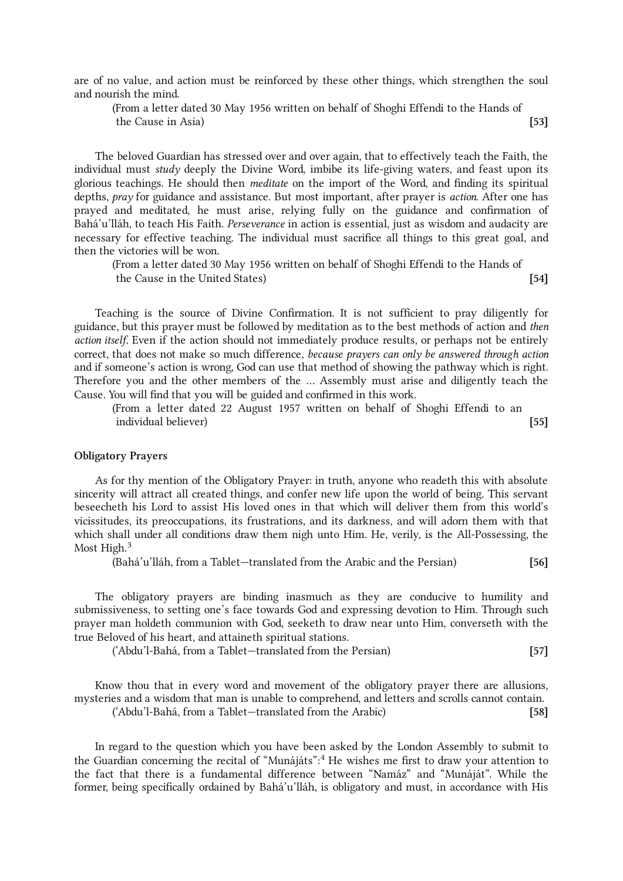are of no value, and action must be reinforced by these other things, which strengthen the soul and nourish the mind.

(From a letter dated 30 May 1956 written on behalf of Shoghi Effendi to the Hands of the Cause in Asia) **[53]**

The beloved Guardian has stressed over and over again, that to effectively teach the Faith, the individual must *study* deeply the Divine Word, imbibe its life-giving waters, and feast upon its glorious teachings. He should then *meditate* on the import of the Word, and finding its spiritual depths, *pray* for guidance and assistance. But most important, after prayer is *action*. After one has prayed and meditated, he must arise, relying fully on the guidance and confirmation of Bahá'u'lláh, to teach His Faith. *Perseverance* in action is essential, just as wisdom and audacity are necessary for effective teaching. The individual must sacrifice all things to this great goal, and then the victories will be won.

(From a letter dated 30 May 1956 written on behalf of Shoghi Effendi to the Hands of the Cause in the United States) **[54]**

Teaching is the source of Divine Confirmation. It is not sufficient to pray diligently for guidance, but this prayer must be followed by meditation as to the best methods of action and *then action itself*. Even if the action should not immediately produce results, or perhaps not be entirely correct, that does not make so much difference, *because prayers can only be answered through action* and if someone's action is wrong, God can use that method of showing the pathway which is right. Therefore you and the other members of the … Assembly must arise and diligently teach the Cause. You will find that you will be guided and confirmed in this work.

(From a letter dated 22 August 1957 written on behalf of Shoghi Effendi to an individual believer) **[55]**

**Obligatory Prayers**

As for thy mention of the Obligatory Prayer: in truth, anyone who readeth this with absolute sincerity will attract all created things, and confer new life upon the world of being. This servant beseecheth his Lord to assist His loved ones in that which will deliver them from this world's vicissitudes, its preoccupations, its frustrations, and its darkness, and will adorn them with that which shall under all conditions draw them nigh unto Him. He, verily, is the All-Possessing, the Most High.[3]

(Bahá'u'lláh, from a Tablet—translated from the Arabic and the Persian) **[56]**

The obligatory prayers are binding inasmuch as they are conducive to humility and submissiveness, to setting one's face towards God and expressing devotion to Him. Through such prayer man holdeth communion with God, seeketh to draw near unto Him, converseth with the true Beloved of his heart, and attaineth spiritual stations.

('Abdu'l-Bahá, from a Tablet—translated from the Persian) **[57]**

Know thou that in every word and movement of the obligatory prayer there are allusions, mysteries and a wisdom that man is unable to comprehend, and letters and scrolls cannot contain.

('Abdu'l-Bahá, from a Tablet—translated from the Arabic) **[58]**

In regard to the question which you have been asked by the London Assembly to submit to the Guardian concerning the recital of "Munájáts":[4] He wishes me first to draw your attention to the fact that there is a fundamental difference between "Namáz" and "Munáját". While the former, being specifically ordained by Bahá'u'lláh, is obligatory and must, in accordance with His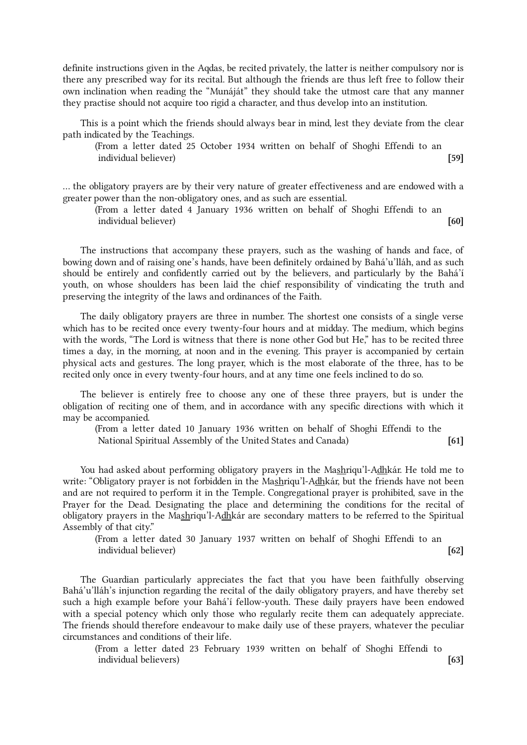definite instructions given in the Aqdas, be recited privately, the latter is neither compulsory nor is there any prescribed way for its recital. But although the friends are thus left free to follow their own inclination when reading the "Munáját" they should take the utmost care that any manner they practise should not acquire too rigid a character, and thus develop into an institution.

This is a point which the friends should always bear in mind, lest they deviate from the clear path indicated by the Teachings.

(From a letter dated 25 October 1934 written on behalf of Shoghi Effendi to an individual believer) **[59]**

… the obligatory prayers are by their very nature of greater effectiveness and are endowed with a greater power than the non-obligatory ones, and as such are essential.

(From a letter dated 4 January 1936 written on behalf of Shoghi Effendi to an individual believer) **[60]**

The instructions that accompany these prayers, such as the washing of hands and face, of bowing down and of raising one's hands, have been definitely ordained by Bahá'u'lláh, and as such should be entirely and confidently carried out by the believers, and particularly by the Bahá'í youth, on whose shoulders has been laid the chief responsibility of vindicating the truth and preserving the integrity of the laws and ordinances of the Faith.

The daily obligatory prayers are three in number. The shortest one consists of a single verse which has to be recited once every twenty-four hours and at midday. The medium, which begins with the words, "The Lord is witness that there is none other God but He," has to be recited three times a day, in the morning, at noon and in the evening. This prayer is accompanied by certain physical acts and gestures. The long prayer, which is the most elaborate of the three, has to be recited only once in every twenty-four hours, and at any time one feels inclined to do so.

The believer is entirely free to choose any one of these three prayers, but is under the obligation of reciting one of them, and in accordance with any specific directions with which it may be accompanied.

(From a letter dated 10 January 1936 written on behalf of Shoghi Effendi to the National Spiritual Assembly of the United States and Canada) **[61]**

You had asked about performing obligatory prayers in the Mashriqu'l-Adhkár. He told me to write: "Obligatory prayer is not forbidden in the Mashriqu'l-Adhkár, but the friends have not been and are not required to perform it in the Temple. Congregational prayer is prohibited, save in the Prayer for the Dead. Designating the place and determining the conditions for the recital of obligatory prayers in the Mashriqu'l-Adhkár are secondary matters to be referred to the Spiritual Assembly of that city."

(From a letter dated 30 January 1937 written on behalf of Shoghi Effendi to an individual believer) **[62]**

The Guardian particularly appreciates the fact that you have been faithfully observing Bahá'u'lláh's injunction regarding the recital of the daily obligatory prayers, and have thereby set such a high example before your Bahá'í fellow-youth. These daily prayers have been endowed with a special potency which only those who regularly recite them can adequately appreciate. The friends should therefore endeavour to make daily use of these prayers, whatever the peculiar circumstances and conditions of their life.

(From a letter dated 23 February 1939 written on behalf of Shoghi Effendi to individual believers) **[63]**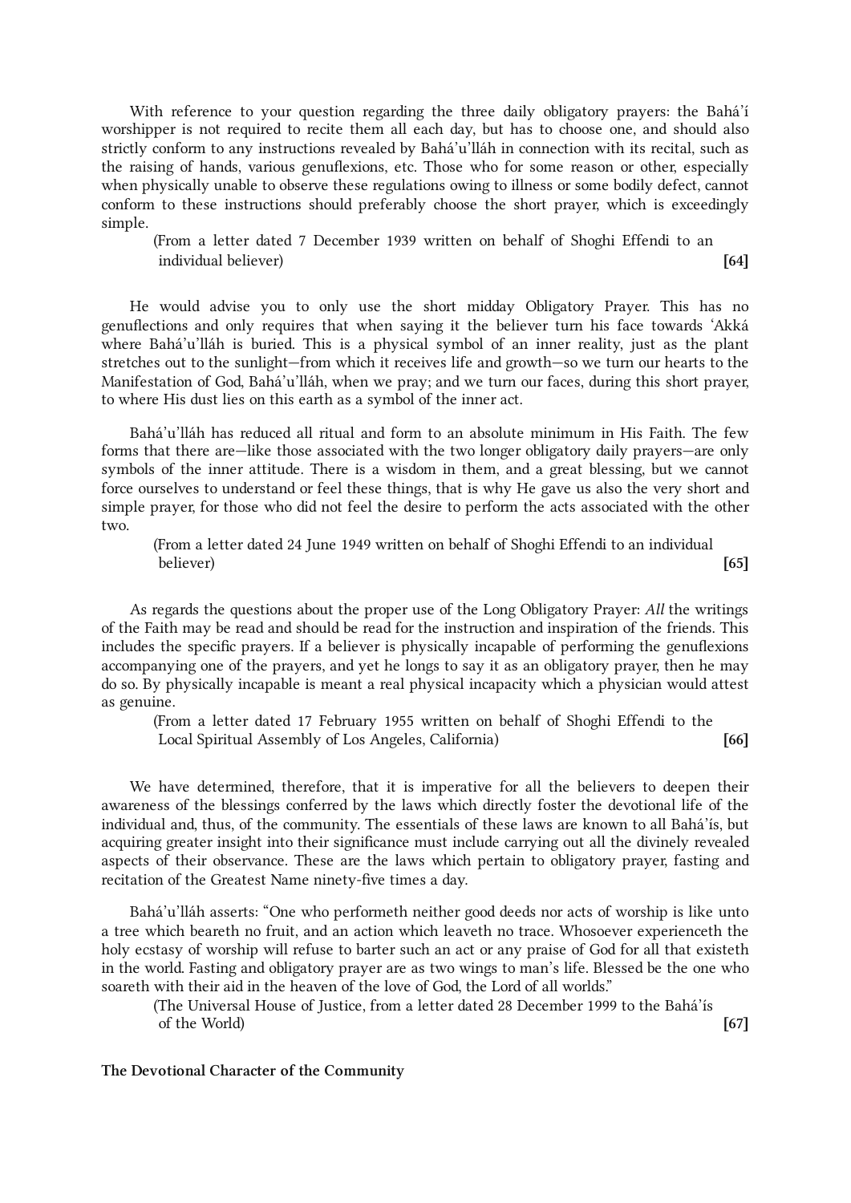With reference to your question regarding the three daily obligatory prayers: the Bahá'í worshipper is not required to recite them all each day, but has to choose one, and should also strictly conform to any instructions revealed by Bahá'u'lláh in connection with its recital, such as the raising of hands, various genuflexions, etc. Those who for some reason or other, especially when physically unable to observe these regulations owing to illness or some bodily defect, cannot conform to these instructions should preferably choose the short prayer, which is exceedingly simple.

(From a letter dated 7 December 1939 written on behalf of Shoghi Effendi to an individual believer) **[64]**

He would advise you to only use the short midday Obligatory Prayer. This has no genuflections and only requires that when saying it the believer turn his face towards 'Akká where Bahá'u'lláh is buried. This is a physical symbol of an inner reality, just as the plant stretches out to the sunlight—from which it receives life and growth—so we turn our hearts to the Manifestation of God, Bahá'u'lláh, when we pray; and we turn our faces, during this short prayer, to where His dust lies on this earth as a symbol of the inner act.

Bahá'u'lláh has reduced all ritual and form to an absolute minimum in His Faith. The few forms that there are—like those associated with the two longer obligatory daily prayers—are only symbols of the inner attitude. There is a wisdom in them, and a great blessing, but we cannot force ourselves to understand or feel these things, that is why He gave us also the very short and simple prayer, for those who did not feel the desire to perform the acts associated with the other two.

(From a letter dated 24 June 1949 written on behalf of Shoghi Effendi to an individual believer) **[65]**

As regards the questions about the proper use of the Long Obligatory Prayer: *All* the writings of the Faith may be read and should be read for the instruction and inspiration of the friends. This includes the specific prayers. If a believer is physically incapable of performing the genuflexions accompanying one of the prayers, and yet he longs to say it as an obligatory prayer, then he may do so. By physically incapable is meant a real physical incapacity which a physician would attest as genuine.

(From a letter dated 17 February 1955 written on behalf of Shoghi Effendi to the Local Spiritual Assembly of Los Angeles, California) **[66]**

We have determined, therefore, that it is imperative for all the believers to deepen their awareness of the blessings conferred by the laws which directly foster the devotional life of the individual and, thus, of the community. The essentials of these laws are known to all Bahá'ís, but acquiring greater insight into their significance must include carrying out all the divinely revealed aspects of their observance. These are the laws which pertain to obligatory prayer, fasting and recitation of the Greatest Name ninety-five times a day.

Bahá'u'lláh asserts: "One who performeth neither good deeds nor acts of worship is like unto a tree which beareth no fruit, and an action which leaveth no trace. Whosoever experienceth the holy ecstasy of worship will refuse to barter such an act or any praise of God for all that existeth in the world. Fasting and obligatory prayer are as two wings to man's life. Blessed be the one who soareth with their aid in the heaven of the love of God, the Lord of all worlds."

(The Universal House of Justice, from a letter dated 28 December 1999 to the Bahá'ís of the World) **[67]**

**The Devotional Character of the Community**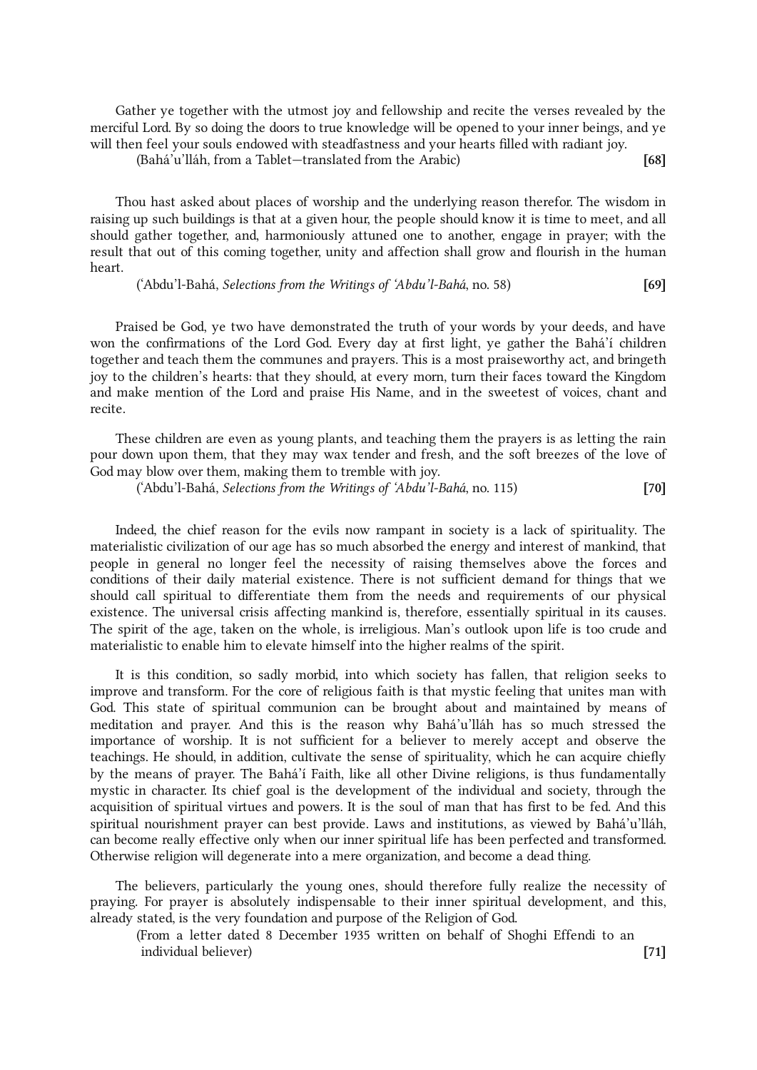Gather ye together with the utmost joy and fellowship and recite the verses revealed by the merciful Lord. By so doing the doors to true knowledge will be opened to your inner beings, and ye will then feel your souls endowed with steadfastness and your hearts filled with radiant joy.

(Bahá'u'lláh, from a Tablet—translated from the Arabic) **[68]**

Thou hast asked about places of worship and the underlying reason therefor. The wisdom in raising up such buildings is that at a given hour, the people should know it is time to meet, and all should gather together, and, harmoniously attuned one to another, engage in prayer; with the result that out of this coming together, unity and affection shall grow and flourish in the human heart.

('Abdu'l-Bahá, *Selections from the Writings of 'Abdu'l-Bahá*, no. 58) **[69]**

Praised be God, ye two have demonstrated the truth of your words by your deeds, and have won the confirmations of the Lord God. Every day at first light, ye gather the Bahá'í children together and teach them the communes and prayers. This is a most praiseworthy act, and bringeth joy to the children's hearts: that they should, at every morn, turn their faces toward the Kingdom and make mention of the Lord and praise His Name, and in the sweetest of voices, chant and recite.

These children are even as young plants, and teaching them the prayers is as letting the rain pour down upon them, that they may wax tender and fresh, and the soft breezes of the love of God may blow over them, making them to tremble with joy.

('Abdu'l-Bahá, *Selections from the Writings of 'Abdu'l-Bahá*, no. 115) **[70]**

Indeed, the chief reason for the evils now rampant in society is a lack of spirituality. The materialistic civilization of our age has so much absorbed the energy and interest of mankind, that people in general no longer feel the necessity of raising themselves above the forces and conditions of their daily material existence. There is not sufficient demand for things that we should call spiritual to differentiate them from the needs and requirements of our physical existence. The universal crisis affecting mankind is, therefore, essentially spiritual in its causes. The spirit of the age, taken on the whole, is irreligious. Man's outlook upon life is too crude and materialistic to enable him to elevate himself into the higher realms of the spirit.

It is this condition, so sadly morbid, into which society has fallen, that religion seeks to improve and transform. For the core of religious faith is that mystic feeling that unites man with God. This state of spiritual communion can be brought about and maintained by means of meditation and prayer. And this is the reason why Bahá'u'lláh has so much stressed the importance of worship. It is not sufficient for a believer to merely accept and observe the teachings. He should, in addition, cultivate the sense of spirituality, which he can acquire chiefly by the means of prayer. The Bahá'í Faith, like all other Divine religions, is thus fundamentally mystic in character. Its chief goal is the development of the individual and society, through the acquisition of spiritual virtues and powers. It is the soul of man that has first to be fed. And this spiritual nourishment prayer can best provide. Laws and institutions, as viewed by Bahá'u'lláh, can become really effective only when our inner spiritual life has been perfected and transformed. Otherwise religion will degenerate into a mere organization, and become a dead thing.

The believers, particularly the young ones, should therefore fully realize the necessity of praying. For prayer is absolutely indispensable to their inner spiritual development, and this, already stated, is the very foundation and purpose of the Religion of God.

(From a letter dated 8 December 1935 written on behalf of Shoghi Effendi to an individual believer) **[71]**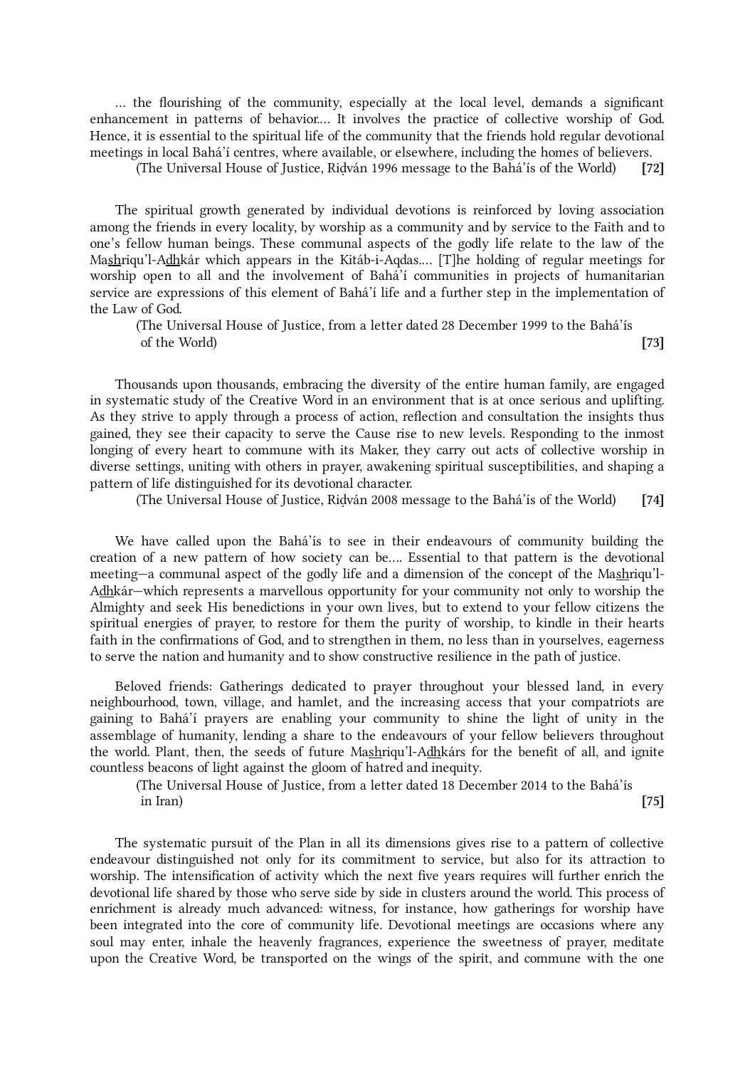... the flourishing of the community, especially at the local level, demands a significant enhancement in patterns of behavior.... It involves the practice of collective worship of God. Hence, it is essential to the spiritual life of the community that the friends hold regular devotional meetings in local Bahá'í centres, where available, or elsewhere, including the homes of believers.

(The Universal House of Justice, Riḍván 1996 message to the Bahá'ís of the World) **[72]**

The spiritual growth generated by individual devotions is reinforced by loving association among the friends in every locality, by worship as a community and by service to the Faith and to one's fellow human beings. These communal aspects of the godly life relate to the law of the Mas͟hriqu'l-Ad͟hkár which appears in the Kitáb-i-Aqdas.... [T]he holding of regular meetings for worship open to all and the involvement of Bahá'í communities in projects of humanitarian service are expressions of this element of Bahá'í life and a further step in the implementation of the Law of God.

(The Universal House of Justice, from a letter dated 28 December 1999 to the Bahá'ís of the World) **[73]**

Thousands upon thousands, embracing the diversity of the entire human family, are engaged in systematic study of the Creative Word in an environment that is at once serious and uplifting. As they strive to apply through a process of action, reflection and consultation the insights thus gained, they see their capacity to serve the Cause rise to new levels. Responding to the inmost longing of every heart to commune with its Maker, they carry out acts of collective worship in diverse settings, uniting with others in prayer, awakening spiritual susceptibilities, and shaping a pattern of life distinguished for its devotional character.

(The Universal House of Justice, Riḍván 2008 message to the Bahá'ís of the World) **[74]**

We have called upon the Bahá'ís to see in their endeavours of community building the creation of a new pattern of how society can be.... Essential to that pattern is the devotional meeting—a communal aspect of the godly life and a dimension of the concept of the Mas͟hriqu'l-Ad͟hkár—which represents a marvellous opportunity for your community not only to worship the Almighty and seek His benedictions in your own lives, but to extend to your fellow citizens the spiritual energies of prayer, to restore for them the purity of worship, to kindle in their hearts faith in the confirmations of God, and to strengthen in them, no less than in yourselves, eagerness to serve the nation and humanity and to show constructive resilience in the path of justice.

Beloved friends: Gatherings dedicated to prayer throughout your blessed land, in every neighbourhood, town, village, and hamlet, and the increasing access that your compatriots are gaining to Bahá'í prayers are enabling your community to shine the light of unity in the assemblage of humanity, lending a share to the endeavours of your fellow believers throughout the world. Plant, then, the seeds of future Mas͟hriqu'l-Ad͟hkárs for the benefit of all, and ignite countless beacons of light against the gloom of hatred and inequity.

(The Universal House of Justice, from a letter dated 18 December 2014 to the Bahá'ís in Iran) **[75]**

The systematic pursuit of the Plan in all its dimensions gives rise to a pattern of collective endeavour distinguished not only for its commitment to service, but also for its attraction to worship. The intensification of activity which the next five years requires will further enrich the devotional life shared by those who serve side by side in clusters around the world. This process of enrichment is already much advanced: witness, for instance, how gatherings for worship have been integrated into the core of community life. Devotional meetings are occasions where any soul may enter, inhale the heavenly fragrances, experience the sweetness of prayer, meditate upon the Creative Word, be transported on the wings of the spirit, and commune with the one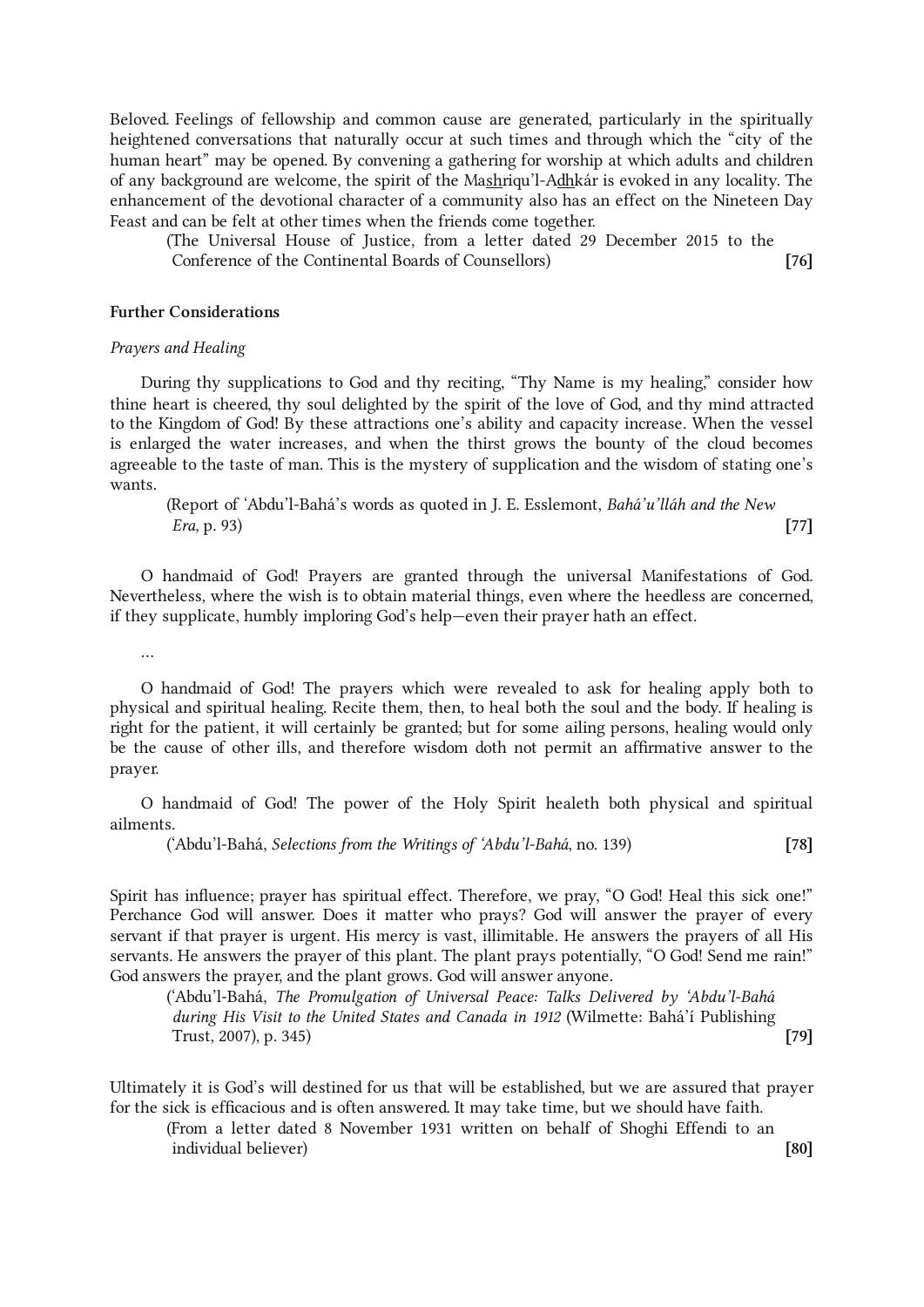Beloved. Feelings of fellowship and common cause are generated, particularly in the spiritually heightened conversations that naturally occur at such times and through which the "city of the human heart" may be opened. By convening a gathering for worship at which adults and children of any background are welcome, the spirit of the Mashriqu'l-Adhkár is evoked in any locality. The enhancement of the devotional character of a community also has an effect on the Nineteen Day Feast and can be felt at other times when the friends come together.

(The Universal House of Justice, from a letter dated 29 December 2015 to the Conference of the Continental Boards of Counsellors) **[76]**

**Further Considerations**

*Prayers and Healing*

During thy supplications to God and thy reciting, "Thy Name is my healing," consider how thine heart is cheered, thy soul delighted by the spirit of the love of God, and thy mind attracted to the Kingdom of God! By these attractions one's ability and capacity increase. When the vessel is enlarged the water increases, and when the thirst grows the bounty of the cloud becomes agreeable to the taste of man. This is the mystery of supplication and the wisdom of stating one's wants.

(Report of 'Abdu'l-Bahá's words as quoted in J. E. Esslemont, *Bahá'u'lláh and the New Era*, p. 93) **[77]**

O handmaid of God! Prayers are granted through the universal Manifestations of God. Nevertheless, where the wish is to obtain material things, even where the heedless are concerned, if they supplicate, humbly imploring God's help—even their prayer hath an effect.

…

O handmaid of God! The prayers which were revealed to ask for healing apply both to physical and spiritual healing. Recite them, then, to heal both the soul and the body. If healing is right for the patient, it will certainly be granted; but for some ailing persons, healing would only be the cause of other ills, and therefore wisdom doth not permit an affirmative answer to the prayer.

O handmaid of God! The power of the Holy Spirit healeth both physical and spiritual ailments.

('Abdu'l-Bahá, *Selections from the Writings of 'Abdu'l-Bahá*, no. 139) **[78]**

Spirit has influence; prayer has spiritual effect. Therefore, we pray, "O God! Heal this sick one!" Perchance God will answer. Does it matter who prays? God will answer the prayer of every servant if that prayer is urgent. His mercy is vast, illimitable. He answers the prayers of all His servants. He answers the prayer of this plant. The plant prays potentially, "O God! Send me rain!" God answers the prayer, and the plant grows. God will answer anyone.

('Abdu'l-Bahá, *The Promulgation of Universal Peace: Talks Delivered by 'Abdu'l-Bahá during His Visit to the United States and Canada in 1912* (Wilmette: Bahá'í Publishing Trust, 2007), p. 345) **[79]**

Ultimately it is God's will destined for us that will be established, but we are assured that prayer for the sick is efficacious and is often answered. It may take time, but we should have faith.

(From a letter dated 8 November 1931 written on behalf of Shoghi Effendi to an individual believer) **[80]**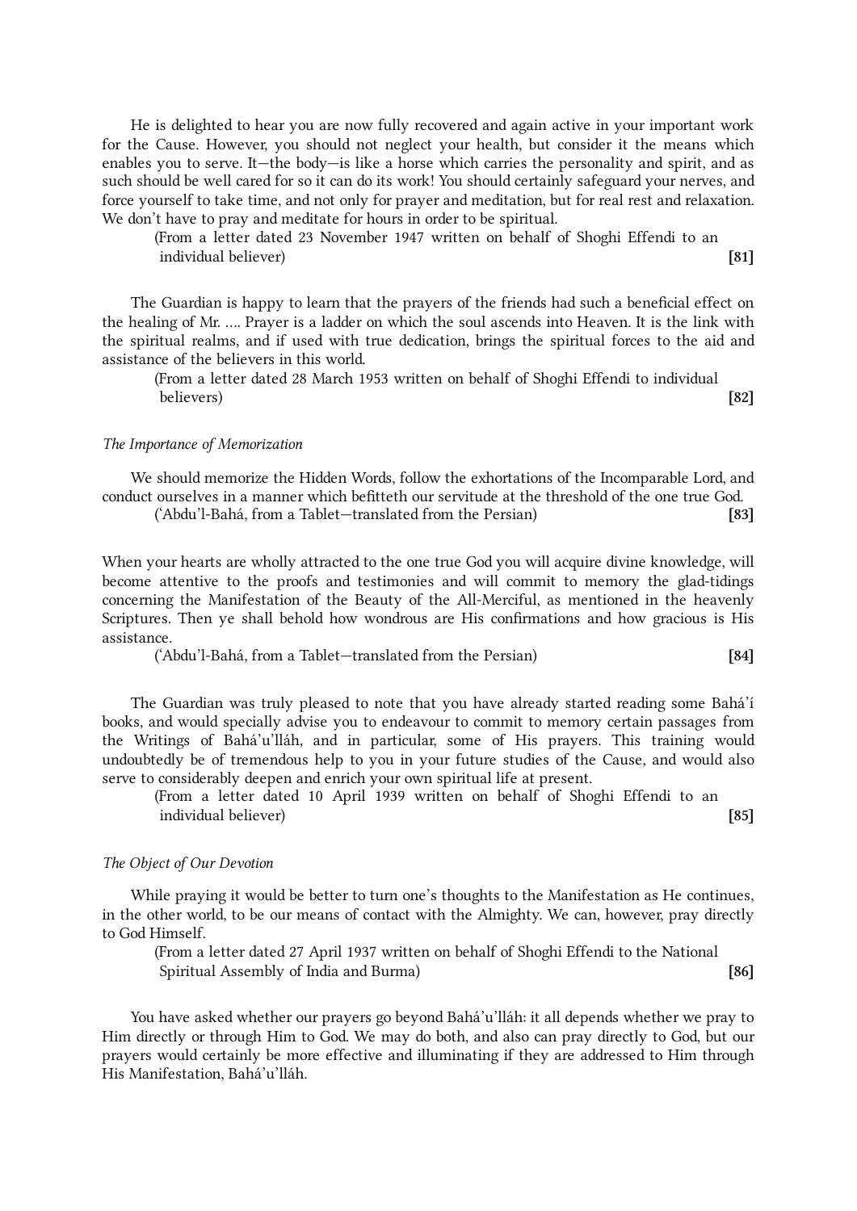He is delighted to hear you are now fully recovered and again active in your important work for the Cause. However, you should not neglect your health, but consider it the means which enables you to serve. It—the body—is like a horse which carries the personality and spirit, and as such should be well cared for so it can do its work! You should certainly safeguard your nerves, and force yourself to take time, and not only for prayer and meditation, but for real rest and relaxation. We don't have to pray and meditate for hours in order to be spiritual.

(From a letter dated 23 November 1947 written on behalf of Shoghi Effendi to an individual believer) **[81]**

The Guardian is happy to learn that the prayers of the friends had such a beneficial effect on the healing of Mr. …. Prayer is a ladder on which the soul ascends into Heaven. It is the link with the spiritual realms, and if used with true dedication, brings the spiritual forces to the aid and assistance of the believers in this world.

(From a letter dated 28 March 1953 written on behalf of Shoghi Effendi to individual believers) **[82]**

*The Importance of Memorization*

We should memorize the Hidden Words, follow the exhortations of the Incomparable Lord, and conduct ourselves in a manner which befitteth our servitude at the threshold of the one true God.

(‘Abdu’l-Bahá, from a Tablet—translated from the Persian) **[83]**

When your hearts are wholly attracted to the one true God you will acquire divine knowledge, will become attentive to the proofs and testimonies and will commit to memory the glad-tidings concerning the Manifestation of the Beauty of the All-Merciful, as mentioned in the heavenly Scriptures. Then ye shall behold how wondrous are His confirmations and how gracious is His assistance.

(‘Abdu’l-Bahá, from a Tablet—translated from the Persian) **[84]**

The Guardian was truly pleased to note that you have already started reading some Bahá’í books, and would specially advise you to endeavour to commit to memory certain passages from the Writings of Bahá’u’lláh, and in particular, some of His prayers. This training would undoubtedly be of tremendous help to you in your future studies of the Cause, and would also serve to considerably deepen and enrich your own spiritual life at present.

(From a letter dated 10 April 1939 written on behalf of Shoghi Effendi to an individual believer) **[85]**

*The Object of Our Devotion*

While praying it would be better to turn one's thoughts to the Manifestation as He continues, in the other world, to be our means of contact with the Almighty. We can, however, pray directly to God Himself.

(From a letter dated 27 April 1937 written on behalf of Shoghi Effendi to the National Spiritual Assembly of India and Burma) **[86]**

You have asked whether our prayers go beyond Bahá’u’lláh: it all depends whether we pray to Him directly or through Him to God. We may do both, and also can pray directly to God, but our prayers would certainly be more effective and illuminating if they are addressed to Him through His Manifestation, Bahá’u’lláh.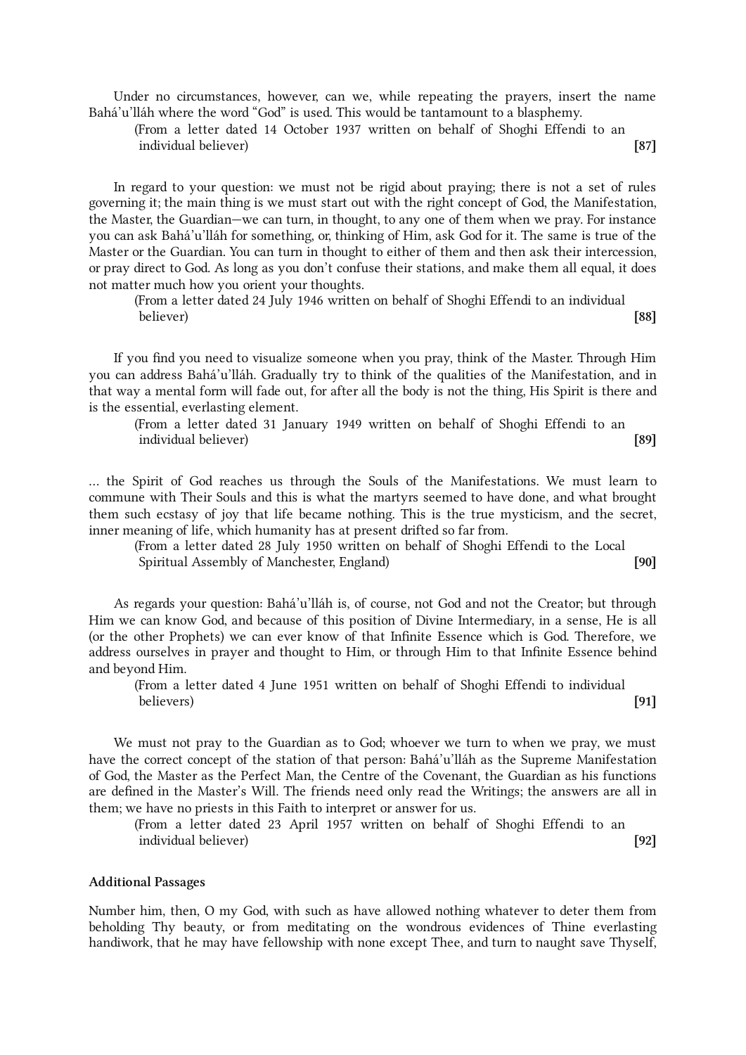Under no circumstances, however, can we, while repeating the prayers, insert the name Bahá'u'lláh where the word "God" is used. This would be tantamount to a blasphemy.

(From a letter dated 14 October 1937 written on behalf of Shoghi Effendi to an individual believer) **[87]**

In regard to your question: we must not be rigid about praying; there is not a set of rules governing it; the main thing is we must start out with the right concept of God, the Manifestation, the Master, the Guardian—we can turn, in thought, to any one of them when we pray. For instance you can ask Bahá'u'lláh for something, or, thinking of Him, ask God for it. The same is true of the Master or the Guardian. You can turn in thought to either of them and then ask their intercession, or pray direct to God. As long as you don't confuse their stations, and make them all equal, it does not matter much how you orient your thoughts.

(From a letter dated 24 July 1946 written on behalf of Shoghi Effendi to an individual believer) **[88]**

If you find you need to visualize someone when you pray, think of the Master. Through Him you can address Bahá'u'lláh. Gradually try to think of the qualities of the Manifestation, and in that way a mental form will fade out, for after all the body is not the thing, His Spirit is there and is the essential, everlasting element.

(From a letter dated 31 January 1949 written on behalf of Shoghi Effendi to an individual believer) **[89]**

... the Spirit of God reaches us through the Souls of the Manifestations. We must learn to commune with Their Souls and this is what the martyrs seemed to have done, and what brought them such ecstasy of joy that life became nothing. This is the true mysticism, and the secret, inner meaning of life, which humanity has at present drifted so far from.

(From a letter dated 28 July 1950 written on behalf of Shoghi Effendi to the Local Spiritual Assembly of Manchester, England) **[90]**

As regards your question: Bahá'u'lláh is, of course, not God and not the Creator; but through Him we can know God, and because of this position of Divine Intermediary, in a sense, He is all (or the other Prophets) we can ever know of that Infinite Essence which is God. Therefore, we address ourselves in prayer and thought to Him, or through Him to that Infinite Essence behind and beyond Him.

(From a letter dated 4 June 1951 written on behalf of Shoghi Effendi to individual believers) **[91]**

We must not pray to the Guardian as to God; whoever we turn to when we pray, we must have the correct concept of the station of that person: Bahá'u'lláh as the Supreme Manifestation of God, the Master as the Perfect Man, the Centre of the Covenant, the Guardian as his functions are defined in the Master's Will. The friends need only read the Writings; the answers are all in them; we have no priests in this Faith to interpret or answer for us.

(From a letter dated 23 April 1957 written on behalf of Shoghi Effendi to an individual believer) **[92]**

#### Additional Passages

Number him, then, O my God, with such as have allowed nothing whatever to deter them from beholding Thy beauty, or from meditating on the wondrous evidences of Thine everlasting handiwork, that he may have fellowship with none except Thee, and turn to naught save Thyself,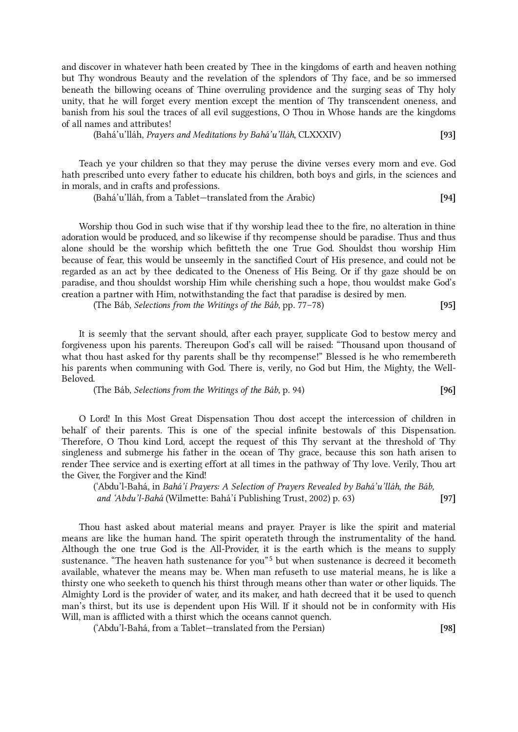and discover in whatever hath been created by Thee in the kingdoms of earth and heaven nothing but Thy wondrous Beauty and the revelation of the splendors of Thy face, and be so immersed beneath the billowing oceans of Thine overruling providence and the surging seas of Thy holy unity, that he will forget every mention except the mention of Thy transcendent oneness, and banish from his soul the traces of all evil suggestions, O Thou in Whose hands are the kingdoms of all names and attributes!

(Bahá'u'lláh, *Prayers and Meditations by Bahá'u'lláh*, CLXXXIV) **[93]**

Teach ye your children so that they may peruse the divine verses every morn and eve. God hath prescribed unto every father to educate his children, both boys and girls, in the sciences and in morals, and in crafts and professions.

(Bahá'u'lláh, from a Tablet—translated from the Arabic) **[94]**

Worship thou God in such wise that if thy worship lead thee to the fire, no alteration in thine adoration would be produced, and so likewise if thy recompense should be paradise. Thus and thus alone should be the worship which befitteth the one True God. Shouldst thou worship Him because of fear, this would be unseemly in the sanctified Court of His presence, and could not be regarded as an act by thee dedicated to the Oneness of His Being. Or if thy gaze should be on paradise, and thou shouldst worship Him while cherishing such a hope, thou wouldst make God's creation a partner with Him, notwithstanding the fact that paradise is desired by men.

(The Báb, *Selections from the Writings of the Báb*, pp. 77–78) **[95]**

It is seemly that the servant should, after each prayer, supplicate God to bestow mercy and forgiveness upon his parents. Thereupon God's call will be raised: "Thousand upon thousand of what thou hast asked for thy parents shall be thy recompense!" Blessed is he who remembereth his parents when communing with God. There is, verily, no God but Him, the Mighty, the Well-Beloved.

(The Báb, *Selections from the Writings of the Báb*, p. 94) **[96]**

O Lord! In this Most Great Dispensation Thou dost accept the intercession of children in behalf of their parents. This is one of the special infinite bestowals of this Dispensation. Therefore, O Thou kind Lord, accept the request of this Thy servant at the threshold of Thy singleness and submerge his father in the ocean of Thy grace, because this son hath arisen to render Thee service and is exerting effort at all times in the pathway of Thy love. Verily, Thou art the Giver, the Forgiver and the Kind!

('Abdu'l-Bahá, in *Bahá'í Prayers: A Selection of Prayers Revealed by Bahá'u'lláh, the Báb, and 'Abdu'l-Bahá* (Wilmette: Bahá'í Publishing Trust, 2002) p. 63) **[97]**

Thou hast asked about material means and prayer. Prayer is like the spirit and material means are like the human hand. The spirit operateth through the instrumentality of the hand. Although the one true God is the All-Provider, it is the earth which is the means to supply sustenance. "The heaven hath sustenance for you"[5] but when sustenance is decreed it becometh available, whatever the means may be. When man refuseth to use material means, he is like a thirsty one who seeketh to quench his thirst through means other than water or other liquids. The Almighty Lord is the provider of water, and its maker, and hath decreed that it be used to quench man's thirst, but its use is dependent upon His Will. If it should not be in conformity with His Will, man is afflicted with a thirst which the oceans cannot quench.

('Abdu'l-Bahá, from a Tablet—translated from the Persian) **[98]**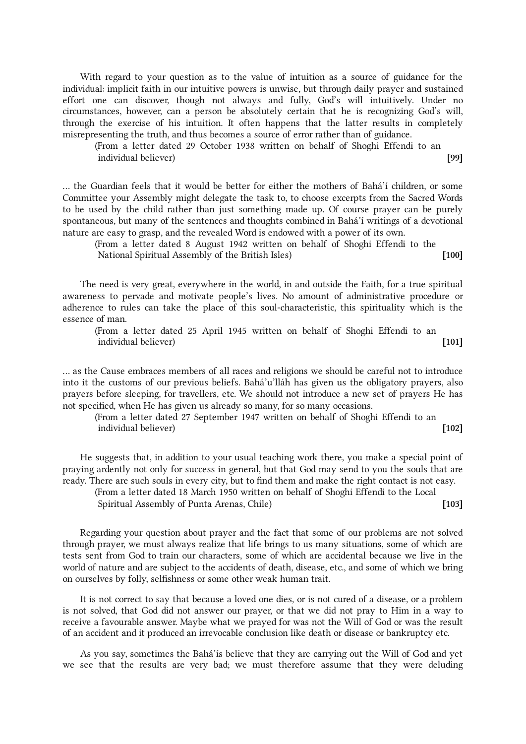With regard to your question as to the value of intuition as a source of guidance for the individual: implicit faith in our intuitive powers is unwise, but through daily prayer and sustained effort one can discover, though not always and fully, God's will intuitively. Under no circumstances, however, can a person be absolutely certain that he is recognizing God's will, through the exercise of his intuition. It often happens that the latter results in completely misrepresenting the truth, and thus becomes a source of error rather than of guidance.

(From a letter dated 29 October 1938 written on behalf of Shoghi Effendi to an individual believer) **[99]**

... the Guardian feels that it would be better for either the mothers of Bahá'í children, or some Committee your Assembly might delegate the task to, to choose excerpts from the Sacred Words to be used by the child rather than just something made up. Of course prayer can be purely spontaneous, but many of the sentences and thoughts combined in Bahá'í writings of a devotional nature are easy to grasp, and the revealed Word is endowed with a power of its own.

(From a letter dated 8 August 1942 written on behalf of Shoghi Effendi to the National Spiritual Assembly of the British Isles) **[100]**

The need is very great, everywhere in the world, in and outside the Faith, for a true spiritual awareness to pervade and motivate people's lives. No amount of administrative procedure or adherence to rules can take the place of this soul-characteristic, this spirituality which is the essence of man.

(From a letter dated 25 April 1945 written on behalf of Shoghi Effendi to an individual believer) **[101]**

... as the Cause embraces members of all races and religions we should be careful not to introduce into it the customs of our previous beliefs. Bahá'u'lláh has given us the obligatory prayers, also prayers before sleeping, for travellers, etc. We should not introduce a new set of prayers He has not specified, when He has given us already so many, for so many occasions.

(From a letter dated 27 September 1947 written on behalf of Shoghi Effendi to an individual believer) **[102]**

He suggests that, in addition to your usual teaching work there, you make a special point of praying ardently not only for success in general, but that God may send to you the souls that are ready. There are such souls in every city, but to find them and make the right contact is not easy.

(From a letter dated 18 March 1950 written on behalf of Shoghi Effendi to the Local Spiritual Assembly of Punta Arenas, Chile) **[103]**

Regarding your question about prayer and the fact that some of our problems are not solved through prayer, we must always realize that life brings to us many situations, some of which are tests sent from God to train our characters, some of which are accidental because we live in the world of nature and are subject to the accidents of death, disease, etc., and some of which we bring on ourselves by folly, selfishness or some other weak human trait.

It is not correct to say that because a loved one dies, or is not cured of a disease, or a problem is not solved, that God did not answer our prayer, or that we did not pray to Him in a way to receive a favourable answer. Maybe what we prayed for was not the Will of God or was the result of an accident and it produced an irrevocable conclusion like death or disease or bankruptcy etc.

As you say, sometimes the Bahá'ís believe that they are carrying out the Will of God and yet we see that the results are very bad; we must therefore assume that they were deluding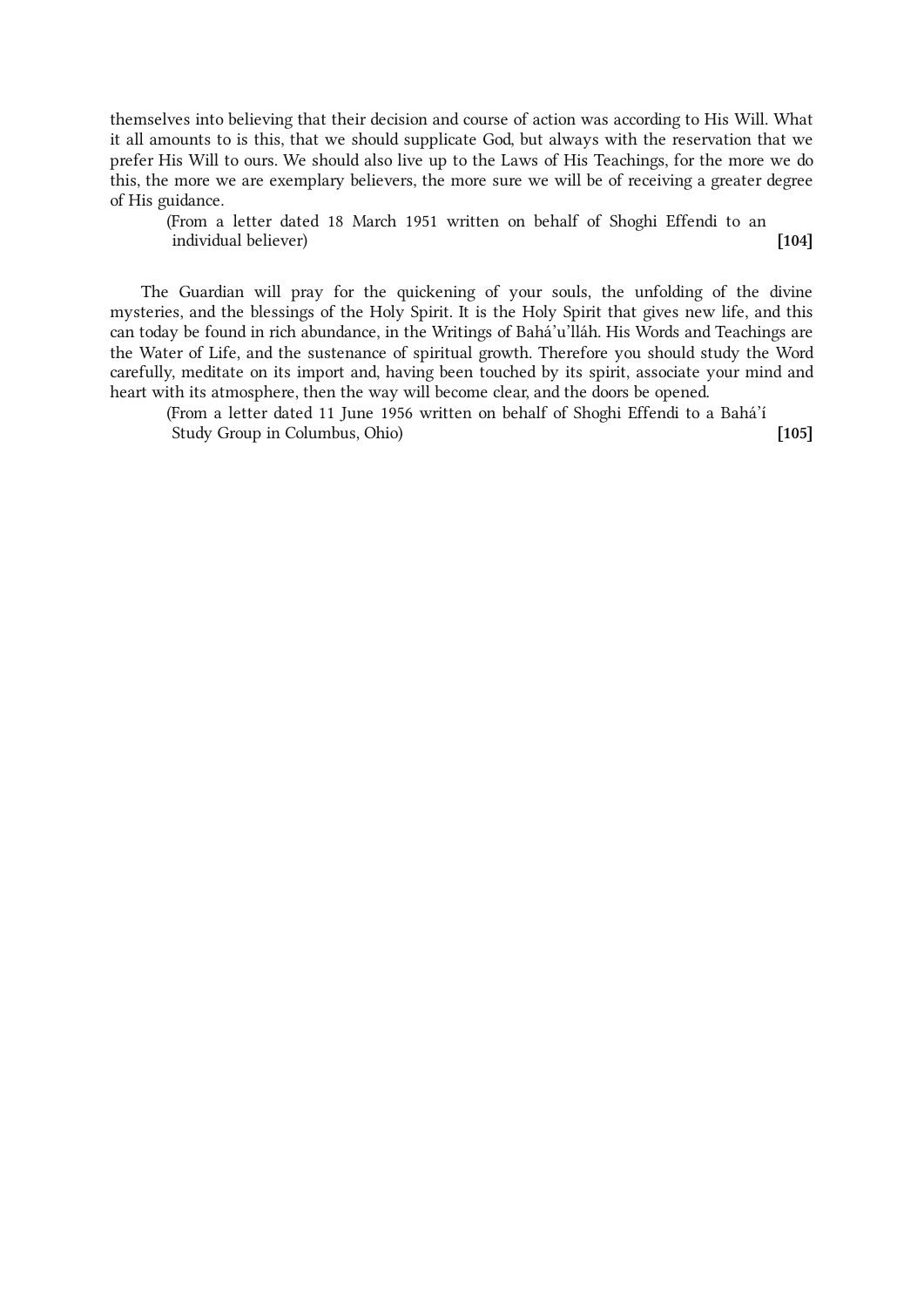themselves into believing that their decision and course of action was according to His Will. What it all amounts to is this, that we should supplicate God, but always with the reservation that we prefer His Will to ours. We should also live up to the Laws of His Teachings, for the more we do this, the more we are exemplary believers, the more sure we will be of receiving a greater degree of His guidance.

(From a letter dated 18 March 1951 written on behalf of Shoghi Effendi to an individual believer) **[104]**

The Guardian will pray for the quickening of your souls, the unfolding of the divine mysteries, and the blessings of the Holy Spirit. It is the Holy Spirit that gives new life, and this can today be found in rich abundance, in the Writings of Bahá'u'lláh. His Words and Teachings are the Water of Life, and the sustenance of spiritual growth. Therefore you should study the Word carefully, meditate on its import and, having been touched by its spirit, associate your mind and heart with its atmosphere, then the way will become clear, and the doors be opened.

(From a letter dated 11 June 1956 written on behalf of Shoghi Effendi to a Bahá'í Study Group in Columbus, Ohio) **[105]**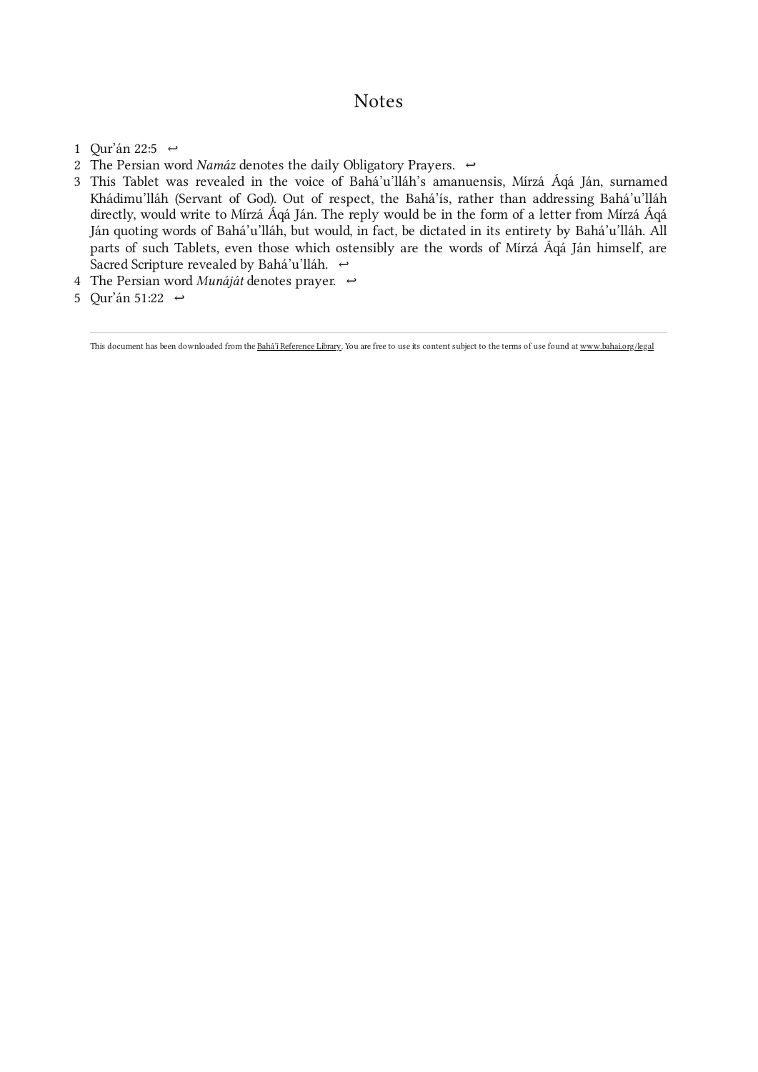# Notes

1. Qur’án 22:5 ↩
2. The Persian word *Namáz* denotes the daily Obligatory Prayers. ↩
3. This Tablet was revealed in the voice of Bahá’u’lláh’s amanuensis, Mírzá Áqá Ján, surnamed Khádimu’lláh (Servant of God). Out of respect, the Bahá’ís, rather than addressing Bahá’u’lláh directly, would write to Mírzá Áqá Ján. The reply would be in the form of a letter from Mírzá Áqá Ján quoting words of Bahá’u’lláh, but would, in fact, be dictated in its entirety by Bahá’u’lláh. All parts of such Tablets, even those which ostensibly are the words of Mírzá Áqá Ján himself, are Sacred Scripture revealed by Bahá’u’lláh. ↩
4. The Persian word *Munáját* denotes prayer. ↩
5. Qur’án 51:22 ↩

---

This document has been downloaded from the Bahá’í Reference Library. You are free to use its content subject to the terms of use found at www.bahai.org/legal